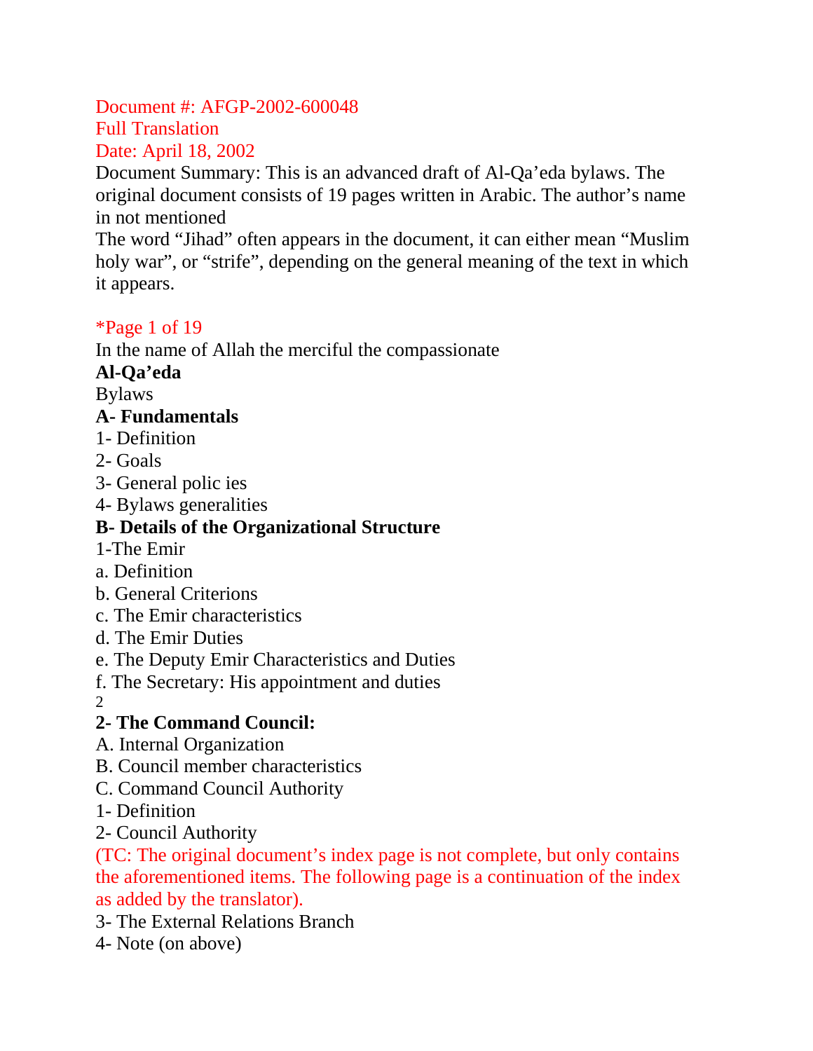Document #: AFGP-2002-600048
Full Translation
Date: April 18, 2002

Document Summary: This is an advanced draft of Al-Qa'eda bylaws. The original document consists of 19 pages written in Arabic. The author's name in not mentioned

The word "Jihad" often appears in the document, it can either mean "Muslim holy war", or "strife", depending on the general meaning of the text in which it appears.

*Page 1 of 19

In the name of Allah the merciful the compassionate

**Al-Qa'eda**

Bylaws

**A- Fundamentals**

1- Definition
2- Goals
3- General polic ies
4- Bylaws generalities

**B- Details of the Organizational Structure**

1-The Emir

a. Definition
b. General Criterions
c. The Emir characteristics
d. The Emir Duties
e. The Deputy Emir Characteristics and Duties
f. The Secretary: His appointment and duties

2

**2- The Command Council:**

A. Internal Organization
B. Council member characteristics
C. Command Council Authority

1- Definition
2- Council Authority

(TC: The original document's index page is not complete, but only contains the aforementioned items. The following page is a continuation of the index as added by the translator).

3- The External Relations Branch
4- Note (on above)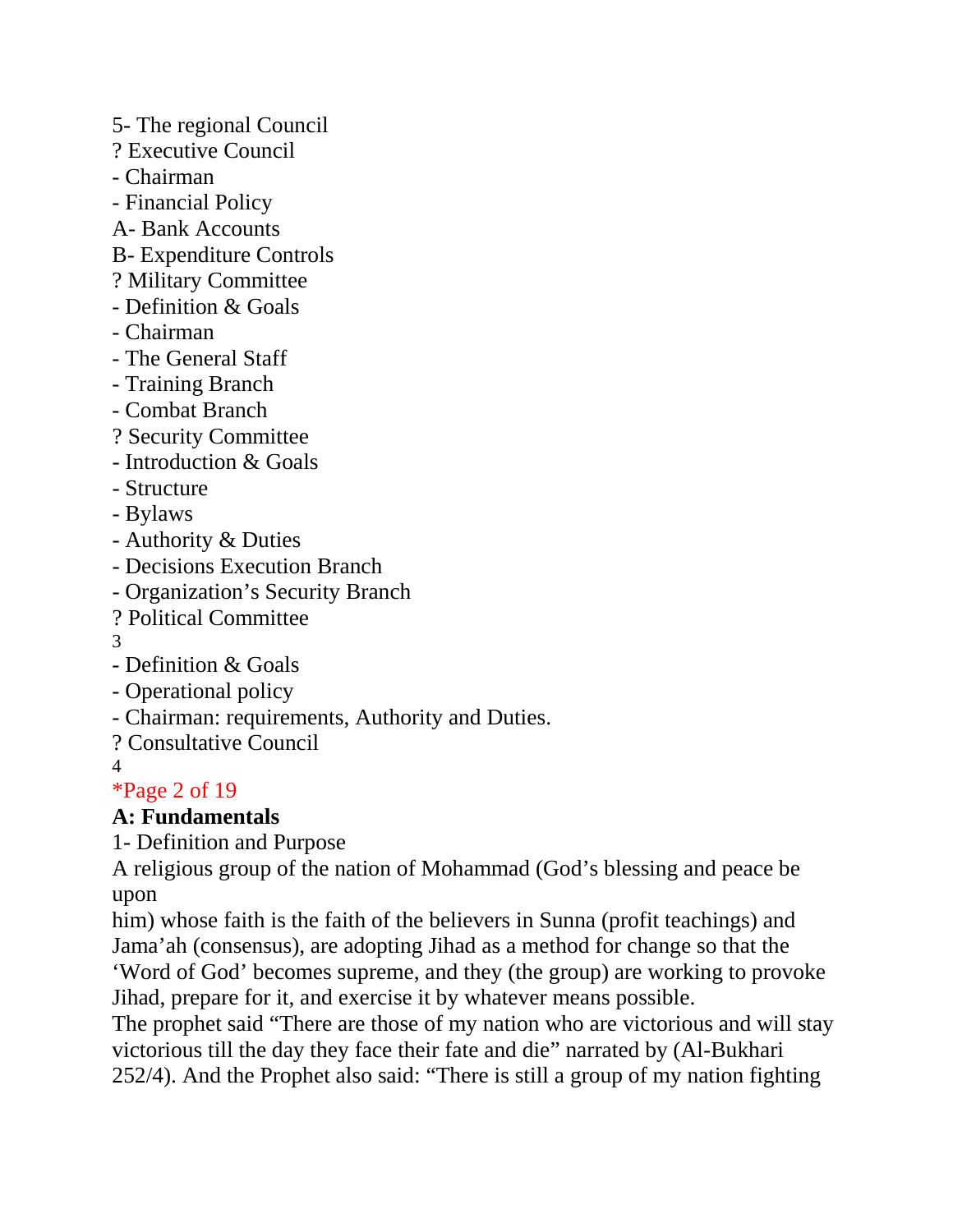5- The regional Council

? Executive Council

- Chairman
- Financial Policy

A- Bank Accounts

B- Expenditure Controls

? Military Committee

- Definition & Goals
- Chairman
- The General Staff
- Training Branch
- Combat Branch

? Security Committee

- Introduction & Goals
- Structure
- Bylaws
- Authority & Duties
- Decisions Execution Branch
- Organization's Security Branch

? Political Committee

3

- Definition & Goals
- Operational policy
- Chairman: requirements, Authority and Duties.

? Consultative Council

4

*Page 2 of 19

**A: Fundamentals**

1- Definition and Purpose

A religious group of the nation of Mohammad (God's blessing and peace be upon him) whose faith is the faith of the believers in Sunna (profit teachings) and Jama'ah (consensus), are adopting Jihad as a method for change so that the 'Word of God' becomes supreme, and they (the group) are working to provoke Jihad, prepare for it, and exercise it by whatever means possible.

The prophet said "There are those of my nation who are victorious and will stay victorious till the day they face their fate and die" narrated by (Al-Bukhari 252/4). And the Prophet also said: "There is still a group of my nation fighting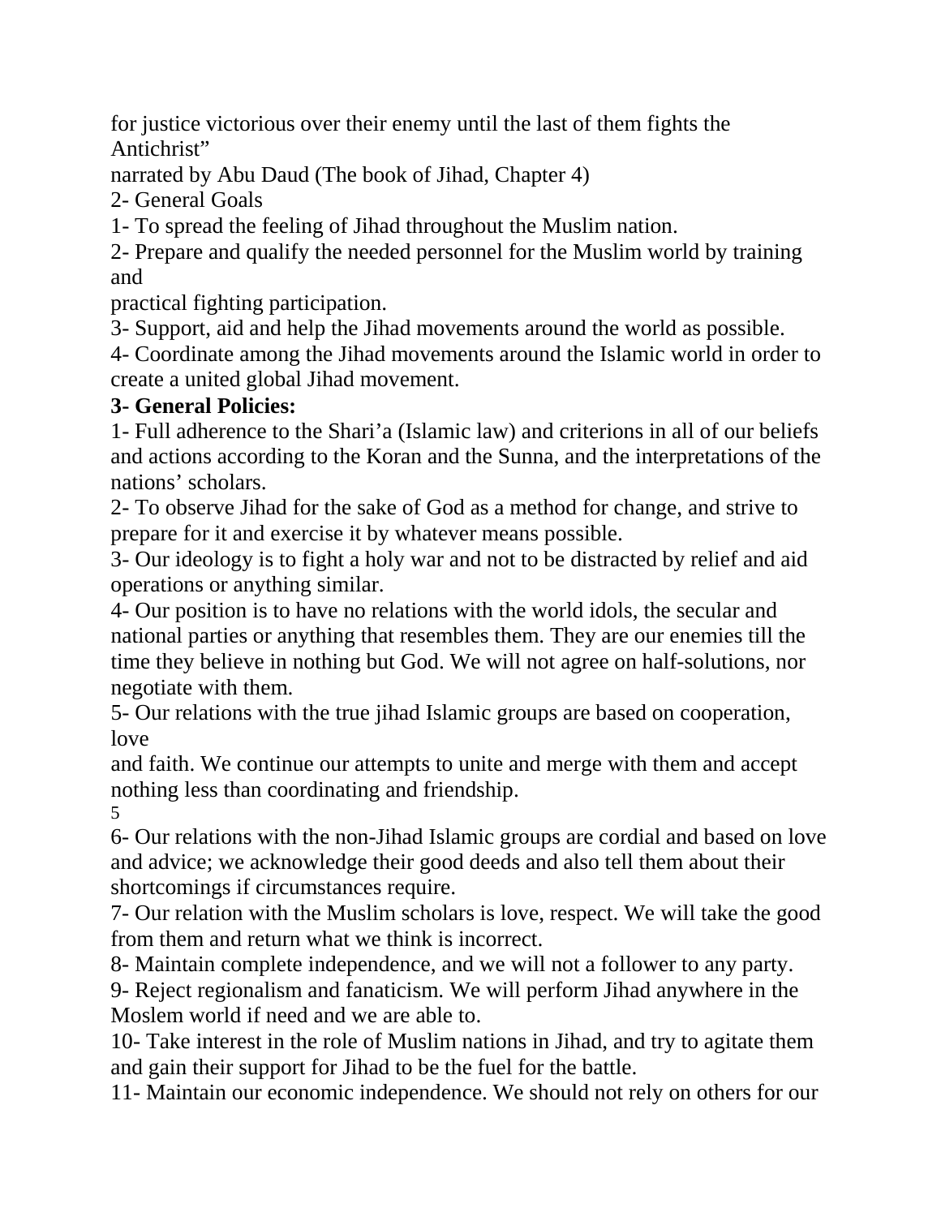for justice victorious over their enemy until the last of them fights the Antichrist"

narrated by Abu Daud (The book of Jihad, Chapter 4)

2- General Goals

1- To spread the feeling of Jihad throughout the Muslim nation.

2- Prepare and qualify the needed personnel for the Muslim world by training and practical fighting participation.

3- Support, aid and help the Jihad movements around the world as possible.

4- Coordinate among the Jihad movements around the Islamic world in order to create a united global Jihad movement.

**3- General Policies:**

1- Full adherence to the Shari'a (Islamic law) and criterions in all of our beliefs and actions according to the Koran and the Sunna, and the interpretations of the nations' scholars.

2- To observe Jihad for the sake of God as a method for change, and strive to prepare for it and exercise it by whatever means possible.

3- Our ideology is to fight a holy war and not to be distracted by relief and aid operations or anything similar.

4- Our position is to have no relations with the world idols, the secular and national parties or anything that resembles them. They are our enemies till the time they believe in nothing but God. We will not agree on half-solutions, nor negotiate with them.

5- Our relations with the true jihad Islamic groups are based on cooperation, love and faith. We continue our attempts to unite and merge with them and accept nothing less than coordinating and friendship.

6- Our relations with the non-Jihad Islamic groups are cordial and based on love and advice; we acknowledge their good deeds and also tell them about their shortcomings if circumstances require.

7- Our relation with the Muslim scholars is love, respect. We will take the good from them and return what we think is incorrect.

8- Maintain complete independence, and we will not a follower to any party.

9- Reject regionalism and fanaticism. We will perform Jihad anywhere in the Moslem world if need and we are able to.

10- Take interest in the role of Muslim nations in Jihad, and try to agitate them and gain their support for Jihad to be the fuel for the battle.

11- Maintain our economic independence. We should not rely on others for our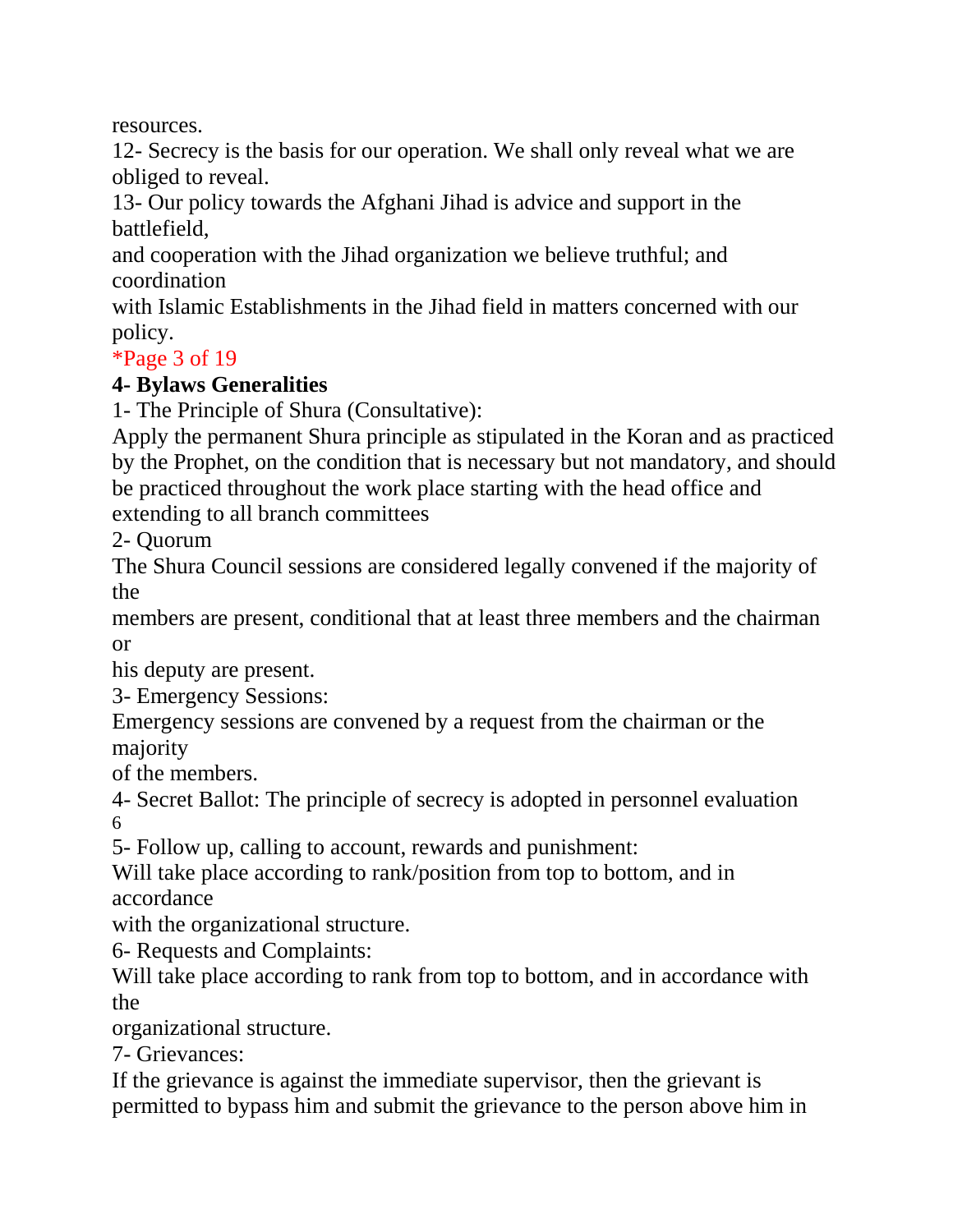resources.

12- Secrecy is the basis for our operation. We shall only reveal what we are obliged to reveal.

13- Our policy towards the Afghani Jihad is advice and support in the battlefield, and cooperation with the Jihad organization we believe truthful; and coordination with Islamic Establishments in the Jihad field in matters concerned with our policy.

*Page 3 of 19

**4- Bylaws Generalities**

1- The Principle of Shura (Consultative):

Apply the permanent Shura principle as stipulated in the Koran and as practiced by the Prophet, on the condition that is necessary but not mandatory, and should be practiced throughout the work place starting with the head office and extending to all branch committees

2- Quorum

The Shura Council sessions are considered legally convened if the majority of the members are present, conditional that at least three members and the chairman or his deputy are present.

3- Emergency Sessions:

Emergency sessions are convened by a request from the chairman or the majority of the members.

4- Secret Ballot: The principle of secrecy is adopted in personnel evaluation

6

5- Follow up, calling to account, rewards and punishment:

Will take place according to rank/position from top to bottom, and in accordance with the organizational structure.

6- Requests and Complaints:

Will take place according to rank from top to bottom, and in accordance with the organizational structure.

7- Grievances:

If the grievance is against the immediate supervisor, then the grievant is permitted to bypass him and submit the grievance to the person above him in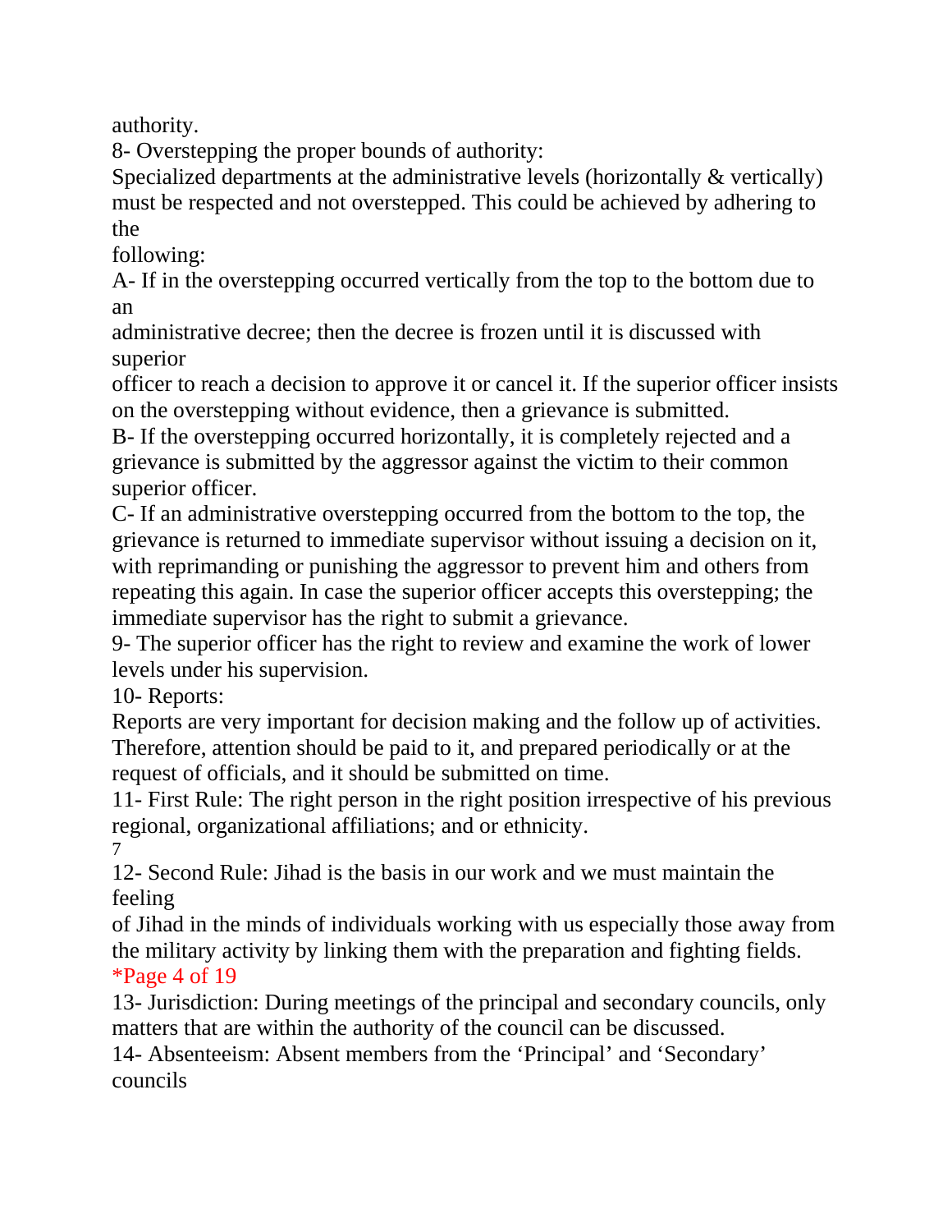authority.

8- Overstepping the proper bounds of authority:

Specialized departments at the administrative levels (horizontally & vertically) must be respected and not overstepped. This could be achieved by adhering to the following:

A- If in the overstepping occurred vertically from the top to the bottom due to an administrative decree; then the decree is frozen until it is discussed with superior officer to reach a decision to approve it or cancel it. If the superior officer insists on the overstepping without evidence, then a grievance is submitted.

B- If the overstepping occurred horizontally, it is completely rejected and a grievance is submitted by the aggressor against the victim to their common superior officer.

C- If an administrative overstepping occurred from the bottom to the top, the grievance is returned to immediate supervisor without issuing a decision on it, with reprimanding or punishing the aggressor to prevent him and others from repeating this again. In case the superior officer accepts this overstepping; the immediate supervisor has the right to submit a grievance.

9- The superior officer has the right to review and examine the work of lower levels under his supervision.

10- Reports:

Reports are very important for decision making and the follow up of activities. Therefore, attention should be paid to it, and prepared periodically or at the request of officials, and it should be submitted on time.

11- First Rule: The right person in the right position irrespective of his previous regional, organizational affiliations; and or ethnicity.

12- Second Rule: Jihad is the basis in our work and we must maintain the feeling of Jihad in the minds of individuals working with us especially those away from the military activity by linking them with the preparation and fighting fields.

13- Jurisdiction: During meetings of the principal and secondary councils, only matters that are within the authority of the council can be discussed.

14- Absenteeism: Absent members from the 'Principal' and 'Secondary' councils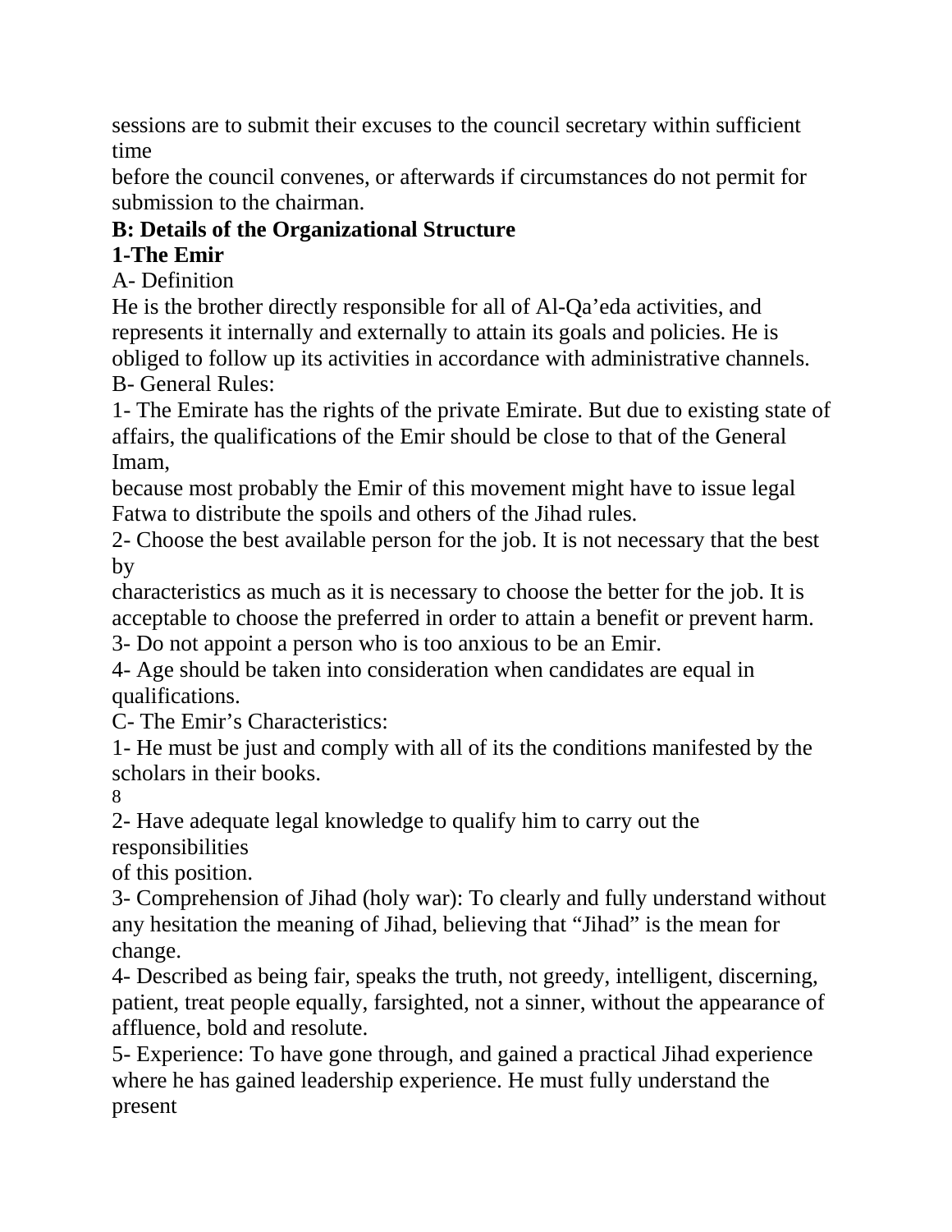sessions are to submit their excuses to the council secretary within sufficient time before the council convenes, or afterwards if circumstances do not permit for submission to the chairman.

**B: Details of the Organizational Structure**

**1-The Emir**

A- Definition

He is the brother directly responsible for all of Al-Qa'eda activities, and represents it internally and externally to attain its goals and policies. He is obliged to follow up its activities in accordance with administrative channels.

B- General Rules:

1- The Emirate has the rights of the private Emirate. But due to existing state of affairs, the qualifications of the Emir should be close to that of the General Imam, because most probably the Emir of this movement might have to issue legal Fatwa to distribute the spoils and others of the Jihad rules.

2- Choose the best available person for the job. It is not necessary that the best by characteristics as much as it is necessary to choose the better for the job. It is acceptable to choose the preferred in order to attain a benefit or prevent harm.

3- Do not appoint a person who is too anxious to be an Emir.

4- Age should be taken into consideration when candidates are equal in qualifications.

C- The Emir's Characteristics:

1- He must be just and comply with all of its the conditions manifested by the scholars in their books.

2- Have adequate legal knowledge to qualify him to carry out the responsibilities of this position.

3- Comprehension of Jihad (holy war): To clearly and fully understand without any hesitation the meaning of Jihad, believing that "Jihad" is the mean for change.

4- Described as being fair, speaks the truth, not greedy, intelligent, discerning, patient, treat people equally, farsighted, not a sinner, without the appearance of affluence, bold and resolute.

5- Experience: To have gone through, and gained a practical Jihad experience where he has gained leadership experience. He must fully understand the present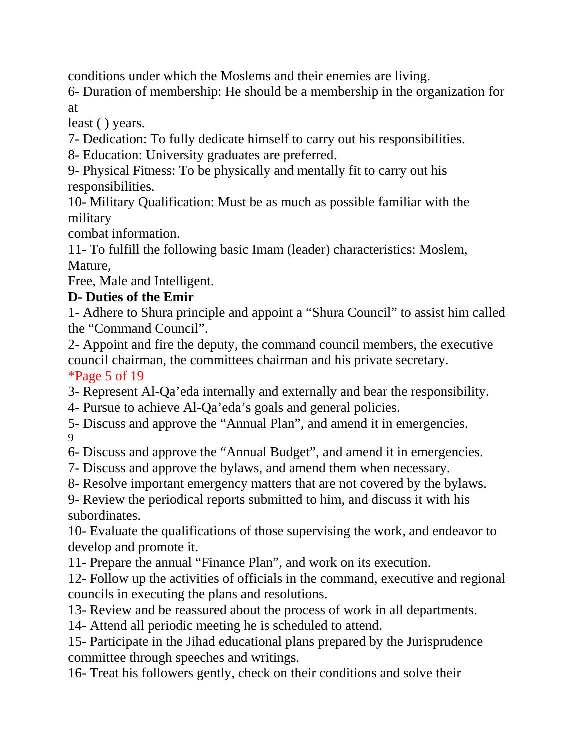conditions under which the Moslems and their enemies are living.

6- Duration of membership: He should be a membership in the organization for at least ( ) years.

7- Dedication: To fully dedicate himself to carry out his responsibilities.

8- Education: University graduates are preferred.

9- Physical Fitness: To be physically and mentally fit to carry out his responsibilities.

10- Military Qualification: Must be as much as possible familiar with the military combat information.

11- To fulfill the following basic Imam (leader) characteristics: Moslem, Mature, Free, Male and Intelligent.

**D- Duties of the Emir**

1- Adhere to Shura principle and appoint a "Shura Council" to assist him called the "Command Council".

2- Appoint and fire the deputy, the command council members, the executive council chairman, the committees chairman and his private secretary.

3- Represent Al-Qa'eda internally and externally and bear the responsibility.

4- Pursue to achieve Al-Qa'eda's goals and general policies.

5- Discuss and approve the "Annual Plan", and amend it in emergencies.

6- Discuss and approve the "Annual Budget", and amend it in emergencies.

7- Discuss and approve the bylaws, and amend them when necessary.

8- Resolve important emergency matters that are not covered by the bylaws.

9- Review the periodical reports submitted to him, and discuss it with his subordinates.

10- Evaluate the qualifications of those supervising the work, and endeavor to develop and promote it.

11- Prepare the annual "Finance Plan", and work on its execution.

12- Follow up the activities of officials in the command, executive and regional councils in executing the plans and resolutions.

13- Review and be reassured about the process of work in all departments.

14- Attend all periodic meeting he is scheduled to attend.

15- Participate in the Jihad educational plans prepared by the Jurisprudence committee through speeches and writings.

16- Treat his followers gently, check on their conditions and solve their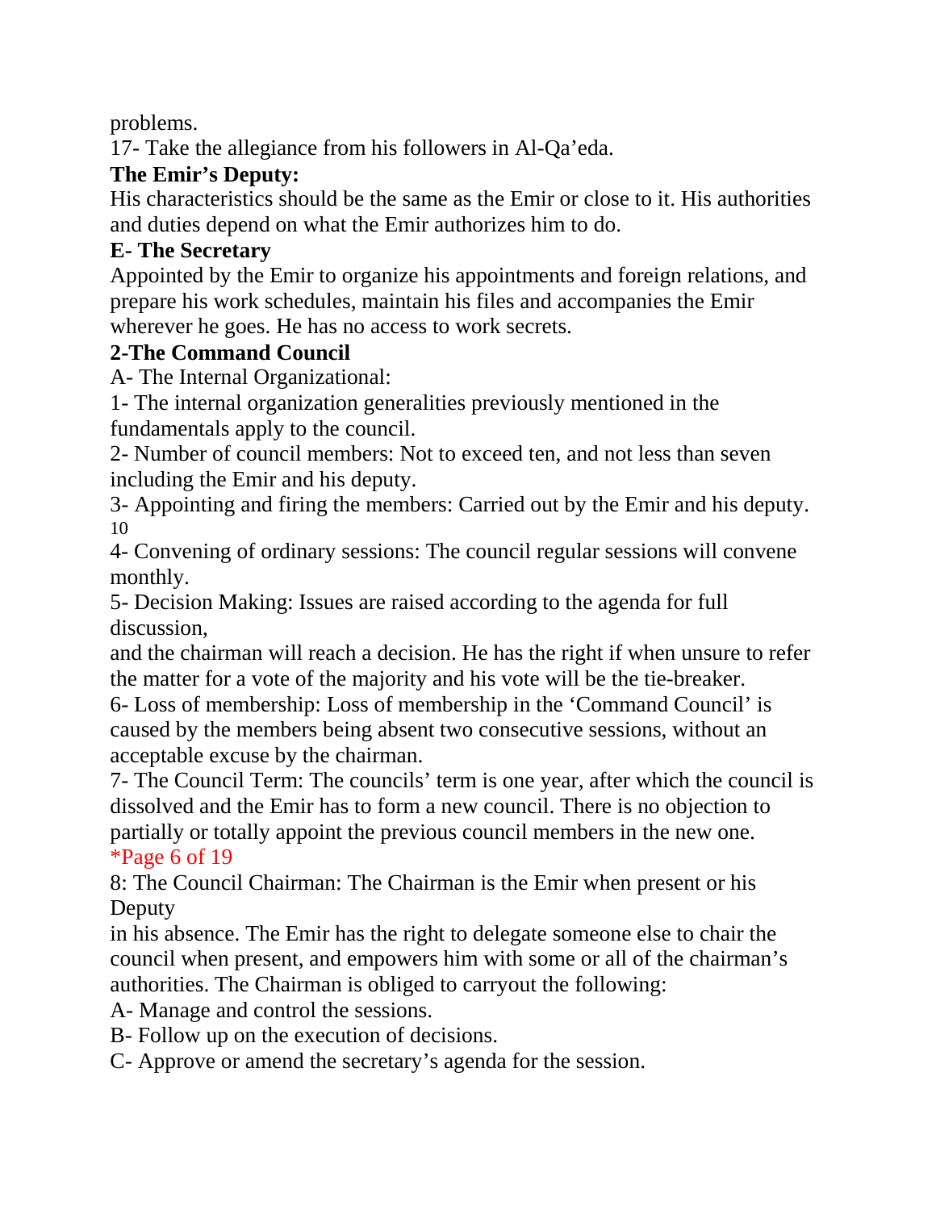problems.

17- Take the allegiance from his followers in Al-Qa'eda.

**The Emir's Deputy:**

His characteristics should be the same as the Emir or close to it. His authorities and duties depend on what the Emir authorizes him to do.

**E- The Secretary**

Appointed by the Emir to organize his appointments and foreign relations, and prepare his work schedules, maintain his files and accompanies the Emir wherever he goes. He has no access to work secrets.

**2-The Command Council**

A- The Internal Organizational:

1- The internal organization generalities previously mentioned in the fundamentals apply to the council.

2- Number of council members: Not to exceed ten, and not less than seven including the Emir and his deputy.

3- Appointing and firing the members: Carried out by the Emir and his deputy.

4- Convening of ordinary sessions: The council regular sessions will convene monthly.

5- Decision Making: Issues are raised according to the agenda for full discussion,
and the chairman will reach a decision. He has the right if when unsure to refer the matter for a vote of the majority and his vote will be the tie-breaker.

6- Loss of membership: Loss of membership in the 'Command Council' is caused by the members being absent two consecutive sessions, without an acceptable excuse by the chairman.

7- The Council Term: The councils' term is one year, after which the council is dissolved and the Emir has to form a new council. There is no objection to partially or totally appoint the previous council members in the new one.

8: The Council Chairman: The Chairman is the Emir when present or his Deputy
in his absence. The Emir has the right to delegate someone else to chair the council when present, and empowers him with some or all of the chairman's authorities. The Chairman is obliged to carryout the following:

A- Manage and control the sessions.

B- Follow up on the execution of decisions.

C- Approve or amend the secretary's agenda for the session.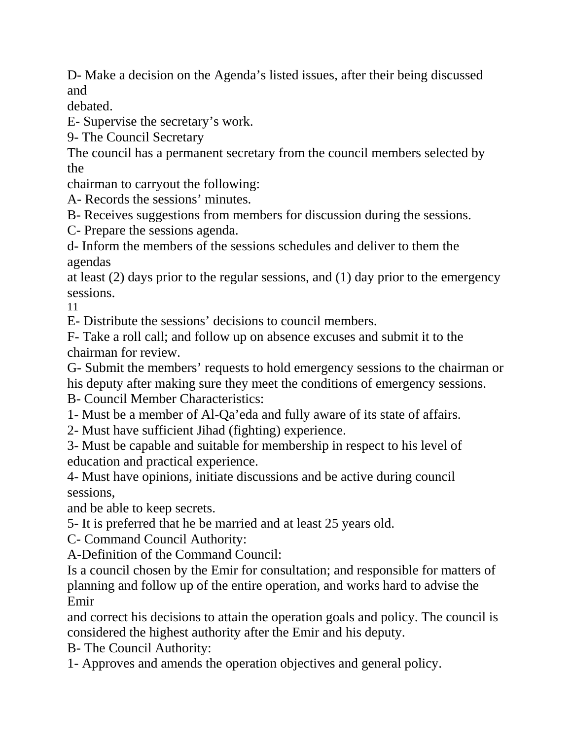D- Make a decision on the Agenda's listed issues, after their being discussed and debated.

E- Supervise the secretary's work.

9- The Council Secretary

The council has a permanent secretary from the council members selected by the chairman to carryout the following:

A- Records the sessions' minutes.

B- Receives suggestions from members for discussion during the sessions.

C- Prepare the sessions agenda.

d- Inform the members of the sessions schedules and deliver to them the agendas at least (2) days prior to the regular sessions, and (1) day prior to the emergency sessions.

E- Distribute the sessions' decisions to council members.

F- Take a roll call; and follow up on absence excuses and submit it to the chairman for review.

G- Submit the members' requests to hold emergency sessions to the chairman or his deputy after making sure they meet the conditions of emergency sessions.

B- Council Member Characteristics:

1- Must be a member of Al-Qa'eda and fully aware of its state of affairs.

2- Must have sufficient Jihad (fighting) experience.

3- Must be capable and suitable for membership in respect to his level of education and practical experience.

4- Must have opinions, initiate discussions and be active during council sessions, and be able to keep secrets.

5- It is preferred that he be married and at least 25 years old.

C- Command Council Authority:

A-Definition of the Command Council:

Is a council chosen by the Emir for consultation; and responsible for matters of planning and follow up of the entire operation, and works hard to advise the Emir and correct his decisions to attain the operation goals and policy. The council is considered the highest authority after the Emir and his deputy.

B- The Council Authority:

1- Approves and amends the operation objectives and general policy.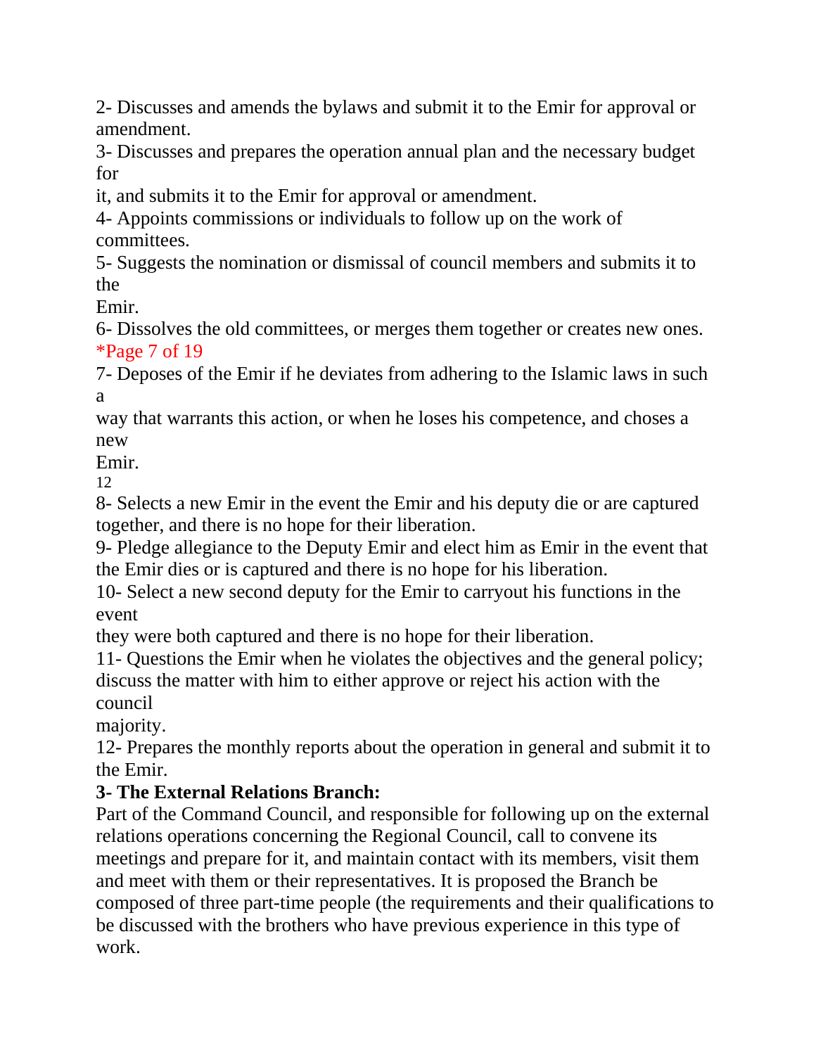2- Discusses and amends the bylaws and submit it to the Emir for approval or amendment.

3- Discusses and prepares the operation annual plan and the necessary budget for it, and submits it to the Emir for approval or amendment.

4- Appoints commissions or individuals to follow up on the work of committees.

5- Suggests the nomination or dismissal of council members and submits it to the Emir.

6- Dissolves the old committees, or merges them together or creates new ones.

7- Deposes of the Emir if he deviates from adhering to the Islamic laws in such a way that warrants this action, or when he loses his competence, and choses a new Emir.

8- Selects a new Emir in the event the Emir and his deputy die or are captured together, and there is no hope for their liberation.

9- Pledge allegiance to the Deputy Emir and elect him as Emir in the event that the Emir dies or is captured and there is no hope for his liberation.

10- Select a new second deputy for the Emir to carryout his functions in the event they were both captured and there is no hope for their liberation.

11- Questions the Emir when he violates the objectives and the general policy; discuss the matter with him to either approve or reject his action with the council majority.

12- Prepares the monthly reports about the operation in general and submit it to the Emir.

**3- The External Relations Branch:**

Part of the Command Council, and responsible for following up on the external relations operations concerning the Regional Council, call to convene its meetings and prepare for it, and maintain contact with its members, visit them and meet with them or their representatives. It is proposed the Branch be composed of three part-time people (the requirements and their qualifications to be discussed with the brothers who have previous experience in this type of work.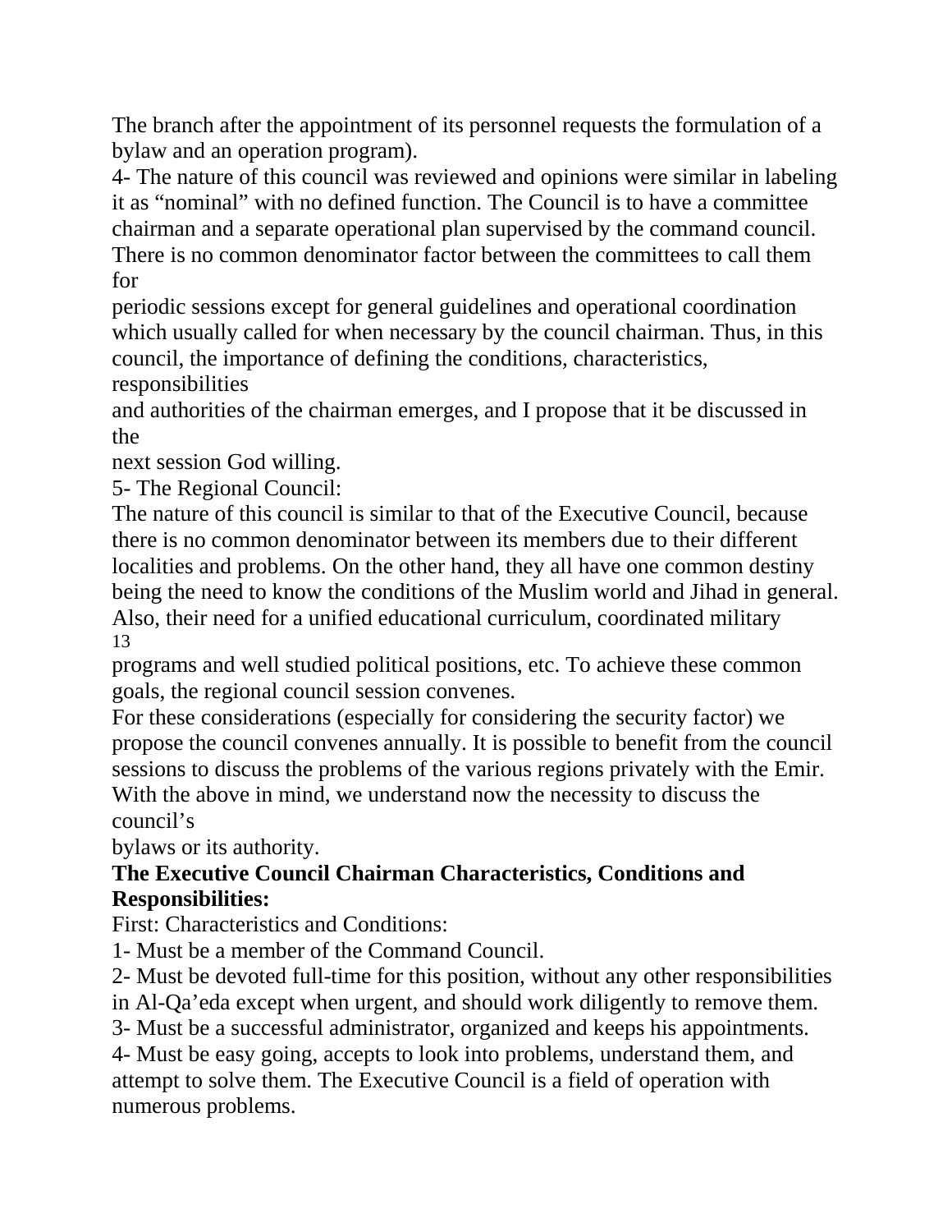The branch after the appointment of its personnel requests the formulation of a bylaw and an operation program).

4- The nature of this council was reviewed and opinions were similar in labeling it as "nominal" with no defined function. The Council is to have a committee chairman and a separate operational plan supervised by the command council. There is no common denominator factor between the committees to call them for periodic sessions except for general guidelines and operational coordination which usually called for when necessary by the council chairman. Thus, in this council, the importance of defining the conditions, characteristics, responsibilities and authorities of the chairman emerges, and I propose that it be discussed in the next session God willing.

5- The Regional Council:

The nature of this council is similar to that of the Executive Council, because there is no common denominator between its members due to their different localities and problems. On the other hand, they all have one common destiny being the need to know the conditions of the Muslim world and Jihad in general. Also, their need for a unified educational curriculum, coordinated military programs and well studied political positions, etc. To achieve these common goals, the regional council session convenes.

For these considerations (especially for considering the security factor) we propose the council convenes annually. It is possible to benefit from the council sessions to discuss the problems of the various regions privately with the Emir. With the above in mind, we understand now the necessity to discuss the council's bylaws or its authority.

**The Executive Council Chairman Characteristics, Conditions and Responsibilities:**

First: Characteristics and Conditions:

1- Must be a member of the Command Council.

2- Must be devoted full-time for this position, without any other responsibilities in Al-Qa'eda except when urgent, and should work diligently to remove them.

3- Must be a successful administrator, organized and keeps his appointments.

4- Must be easy going, accepts to look into problems, understand them, and attempt to solve them. The Executive Council is a field of operation with numerous problems.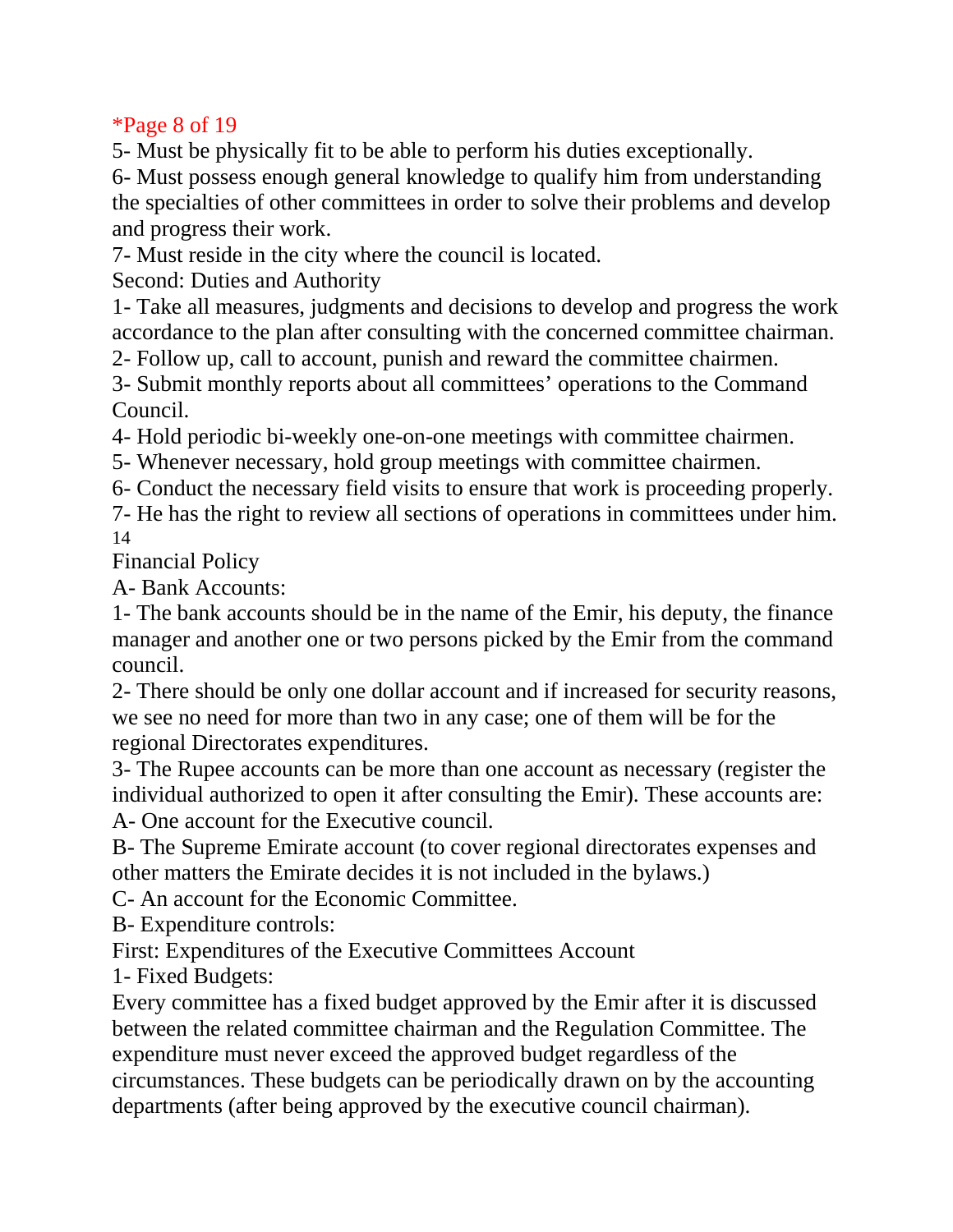5- Must be physically fit to be able to perform his duties exceptionally.

6- Must possess enough general knowledge to qualify him from understanding the specialties of other committees in order to solve their problems and develop and progress their work.

7- Must reside in the city where the council is located.

Second: Duties and Authority

1- Take all measures, judgments and decisions to develop and progress the work accordance to the plan after consulting with the concerned committee chairman.

2- Follow up, call to account, punish and reward the committee chairmen.

3- Submit monthly reports about all committees' operations to the Command Council.

4- Hold periodic bi-weekly one-on-one meetings with committee chairmen.

5- Whenever necessary, hold group meetings with committee chairmen.

6- Conduct the necessary field visits to ensure that work is proceeding properly.

7- He has the right to review all sections of operations in committees under him.

14

Financial Policy

A- Bank Accounts:

1- The bank accounts should be in the name of the Emir, his deputy, the finance manager and another one or two persons picked by the Emir from the command council.

2- There should be only one dollar account and if increased for security reasons, we see no need for more than two in any case; one of them will be for the regional Directorates expenditures.

3- The Rupee accounts can be more than one account as necessary (register the individual authorized to open it after consulting the Emir). These accounts are:

A- One account for the Executive council.

B- The Supreme Emirate account (to cover regional directorates expenses and other matters the Emirate decides it is not included in the bylaws.)

C- An account for the Economic Committee.

B- Expenditure controls:

First: Expenditures of the Executive Committees Account

1- Fixed Budgets:

Every committee has a fixed budget approved by the Emir after it is discussed between the related committee chairman and the Regulation Committee. The expenditure must never exceed the approved budget regardless of the circumstances. These budgets can be periodically drawn on by the accounting departments (after being approved by the executive council chairman).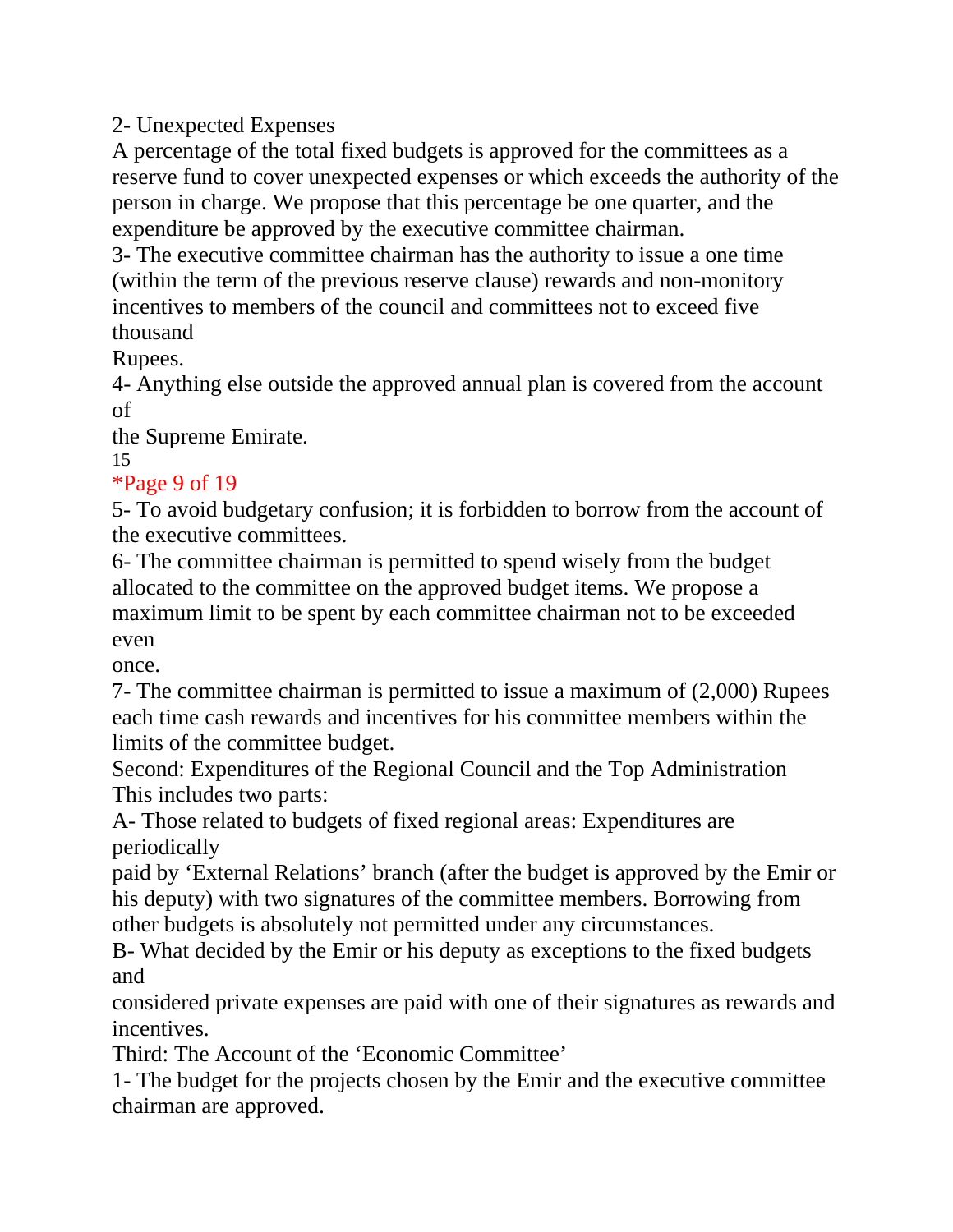2- Unexpected Expenses

A percentage of the total fixed budgets is approved for the committees as a reserve fund to cover unexpected expenses or which exceeds the authority of the person in charge. We propose that this percentage be one quarter, and the expenditure be approved by the executive committee chairman.

3- The executive committee chairman has the authority to issue a one time (within the term of the previous reserve clause) rewards and non-monitory incentives to members of the council and committees not to exceed five thousand Rupees.

4- Anything else outside the approved annual plan is covered from the account of the Supreme Emirate.

5- To avoid budgetary confusion; it is forbidden to borrow from the account of the executive committees.

6- The committee chairman is permitted to spend wisely from the budget allocated to the committee on the approved budget items. We propose a maximum limit to be spent by each committee chairman not to be exceeded even once.

7- The committee chairman is permitted to issue a maximum of (2,000) Rupees each time cash rewards and incentives for his committee members within the limits of the committee budget.

Second: Expenditures of the Regional Council and the Top Administration

This includes two parts:

A- Those related to budgets of fixed regional areas: Expenditures are periodically paid by 'External Relations' branch (after the budget is approved by the Emir or his deputy) with two signatures of the committee members. Borrowing from other budgets is absolutely not permitted under any circumstances.

B- What decided by the Emir or his deputy as exceptions to the fixed budgets and considered private expenses are paid with one of their signatures as rewards and incentives.

Third: The Account of the 'Economic Committee'

1- The budget for the projects chosen by the Emir and the executive committee chairman are approved.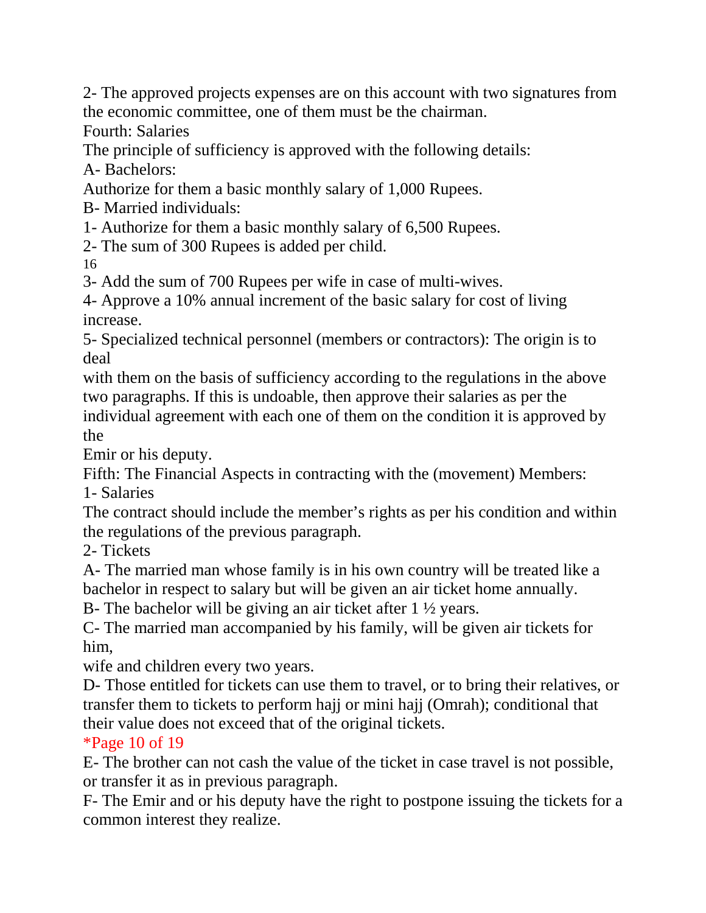2- The approved projects expenses are on this account with two signatures from the economic committee, one of them must be the chairman.

Fourth: Salaries

The principle of sufficiency is approved with the following details:

A- Bachelors:

Authorize for them a basic monthly salary of 1,000 Rupees.

B- Married individuals:

1- Authorize for them a basic monthly salary of 6,500 Rupees.

2- The sum of 300 Rupees is added per child.

3- Add the sum of 700 Rupees per wife in case of multi-wives.

4- Approve a 10% annual increment of the basic salary for cost of living increase.

5- Specialized technical personnel (members or contractors): The origin is to deal with them on the basis of sufficiency according to the regulations in the above two paragraphs. If this is undoable, then approve their salaries as per the individual agreement with each one of them on the condition it is approved by the Emir or his deputy.

Fifth: The Financial Aspects in contracting with the (movement) Members:

1- Salaries

The contract should include the member's rights as per his condition and within the regulations of the previous paragraph.

2- Tickets

A- The married man whose family is in his own country will be treated like a bachelor in respect to salary but will be given an air ticket home annually.

B- The bachelor will be giving an air ticket after 1 ½ years.

C- The married man accompanied by his family, will be given air tickets for him, wife and children every two years.

D- Those entitled for tickets can use them to travel, or to bring their relatives, or transfer them to tickets to perform hajj or mini hajj (Omrah); conditional that their value does not exceed that of the original tickets.

*Page 10 of 19

E- The brother can not cash the value of the ticket in case travel is not possible, or transfer it as in previous paragraph.

F- The Emir and or his deputy have the right to postpone issuing the tickets for a common interest they realize.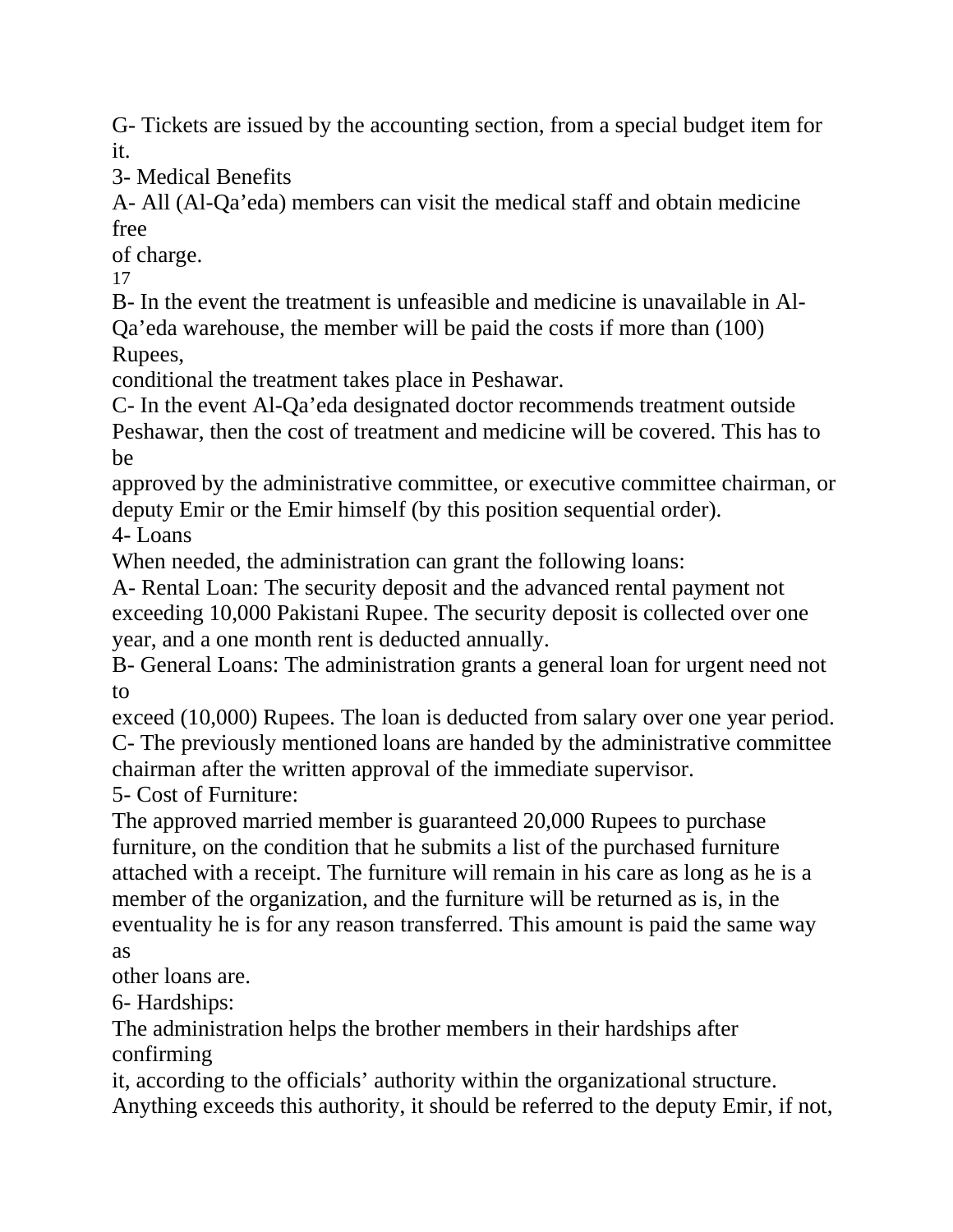G- Tickets are issued by the accounting section, from a special budget item for it.

3- Medical Benefits

A- All (Al-Qa'eda) members can visit the medical staff and obtain medicine free of charge.

B- In the event the treatment is unfeasible and medicine is unavailable in Al-Qa'eda warehouse, the member will be paid the costs if more than (100) Rupees, conditional the treatment takes place in Peshawar.

C- In the event Al-Qa'eda designated doctor recommends treatment outside Peshawar, then the cost of treatment and medicine will be covered. This has to be approved by the administrative committee, or executive committee chairman, or deputy Emir or the Emir himself (by this position sequential order).

4- Loans

When needed, the administration can grant the following loans:

A- Rental Loan: The security deposit and the advanced rental payment not exceeding 10,000 Pakistani Rupee. The security deposit is collected over one year, and a one month rent is deducted annually.

B- General Loans: The administration grants a general loan for urgent need not to exceed (10,000) Rupees. The loan is deducted from salary over one year period.

C- The previously mentioned loans are handed by the administrative committee chairman after the written approval of the immediate supervisor.

5- Cost of Furniture:

The approved married member is guaranteed 20,000 Rupees to purchase furniture, on the condition that he submits a list of the purchased furniture attached with a receipt. The furniture will remain in his care as long as he is a member of the organization, and the furniture will be returned as is, in the eventuality he is for any reason transferred. This amount is paid the same way as other loans are.

6- Hardships:

The administration helps the brother members in their hardships after confirming it, according to the officials' authority within the organizational structure. Anything exceeds this authority, it should be referred to the deputy Emir, if not,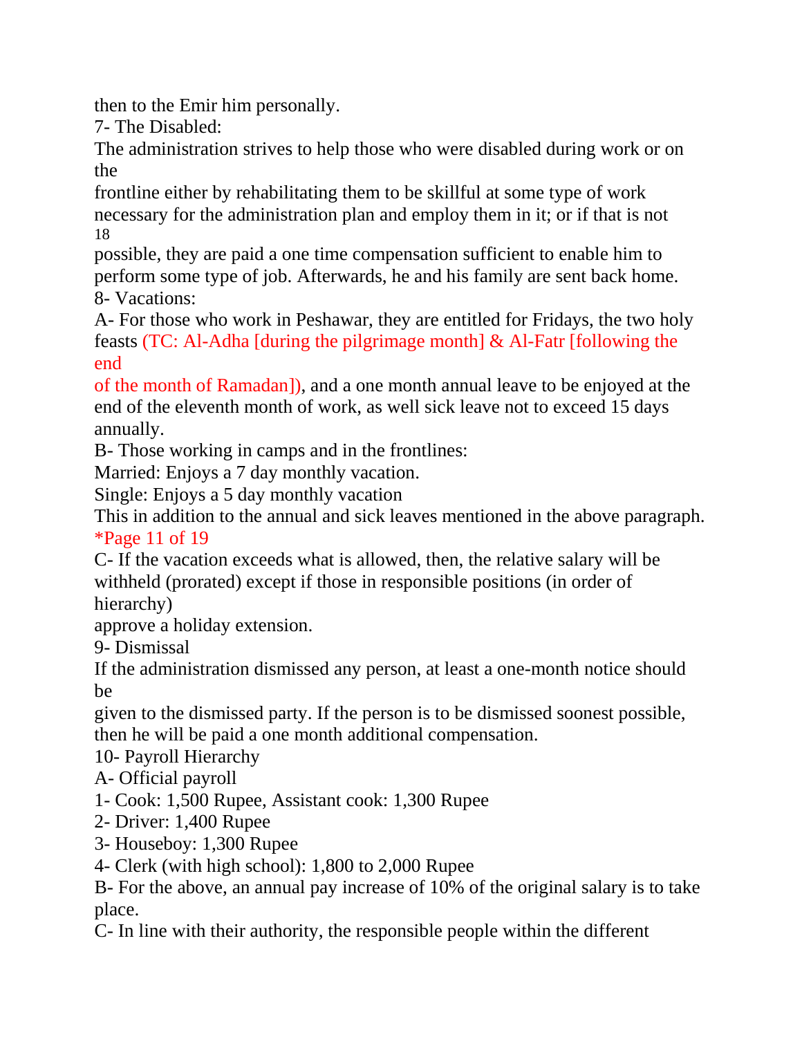then to the Emir him personally.

7- The Disabled:

The administration strives to help those who were disabled during work or on the frontline either by rehabilitating them to be skillful at some type of work necessary for the administration plan and employ them in it; or if that is not possible, they are paid a one time compensation sufficient to enable him to perform some type of job. Afterwards, he and his family are sent back home.

8- Vacations:

A- For those who work in Peshawar, they are entitled for Fridays, the two holy feasts (TC: Al-Adha [during the pilgrimage month] & Al-Fatr [following the end of the month of Ramadan]), and a one month annual leave to be enjoyed at the end of the eleventh month of work, as well sick leave not to exceed 15 days annually.

B- Those working in camps and in the frontlines:

Married: Enjoys a 7 day monthly vacation.

Single: Enjoys a 5 day monthly vacation

This in addition to the annual and sick leaves mentioned in the above paragraph.

*Page 11 of 19

C- If the vacation exceeds what is allowed, then, the relative salary will be withheld (prorated) except if those in responsible positions (in order of hierarchy) approve a holiday extension.

9- Dismissal

If the administration dismissed any person, at least a one-month notice should be given to the dismissed party. If the person is to be dismissed soonest possible, then he will be paid a one month additional compensation.

10- Payroll Hierarchy

A- Official payroll

1- Cook: 1,500 Rupee, Assistant cook: 1,300 Rupee

2- Driver: 1,400 Rupee

3- Houseboy: 1,300 Rupee

4- Clerk (with high school): 1,800 to 2,000 Rupee

B- For the above, an annual pay increase of 10% of the original salary is to take place.

C- In line with their authority, the responsible people within the different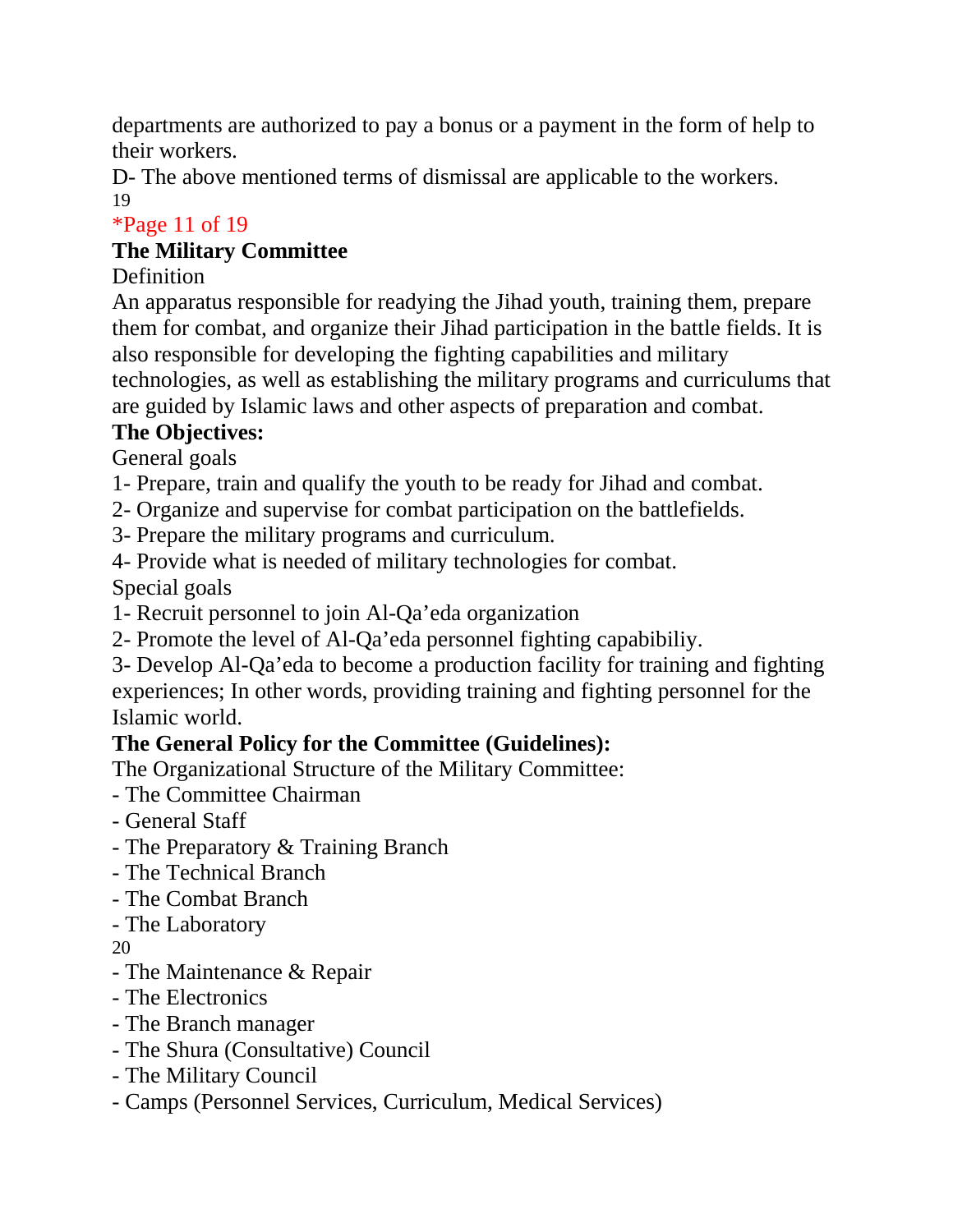departments are authorized to pay a bonus or a payment in the form of help to their workers.

D- The above mentioned terms of dismissal are applicable to the workers.

*Page 11 of 19

**The Military Committee**

Definition

An apparatus responsible for readying the Jihad youth, training them, prepare them for combat, and organize their Jihad participation in the battle fields. It is also responsible for developing the fighting capabilities and military technologies, as well as establishing the military programs and curriculums that are guided by Islamic laws and other aspects of preparation and combat.

**The Objectives:**

General goals

1- Prepare, train and qualify the youth to be ready for Jihad and combat.

2- Organize and supervise for combat participation on the battlefields.

3- Prepare the military programs and curriculum.

4- Provide what is needed of military technologies for combat.

Special goals

1- Recruit personnel to join Al-Qa'eda organization

2- Promote the level of Al-Qa'eda personnel fighting capabibiliy.

3- Develop Al-Qa'eda to become a production facility for training and fighting experiences; In other words, providing training and fighting personnel for the Islamic world.

**The General Policy for the Committee (Guidelines):**

The Organizational Structure of the Military Committee:

- The Committee Chairman
- General Staff
- The Preparatory & Training Branch
- The Technical Branch
- The Combat Branch
- The Laboratory
- The Maintenance & Repair
- The Electronics
- The Branch manager
- The Shura (Consultative) Council
- The Military Council
- Camps (Personnel Services, Curriculum, Medical Services)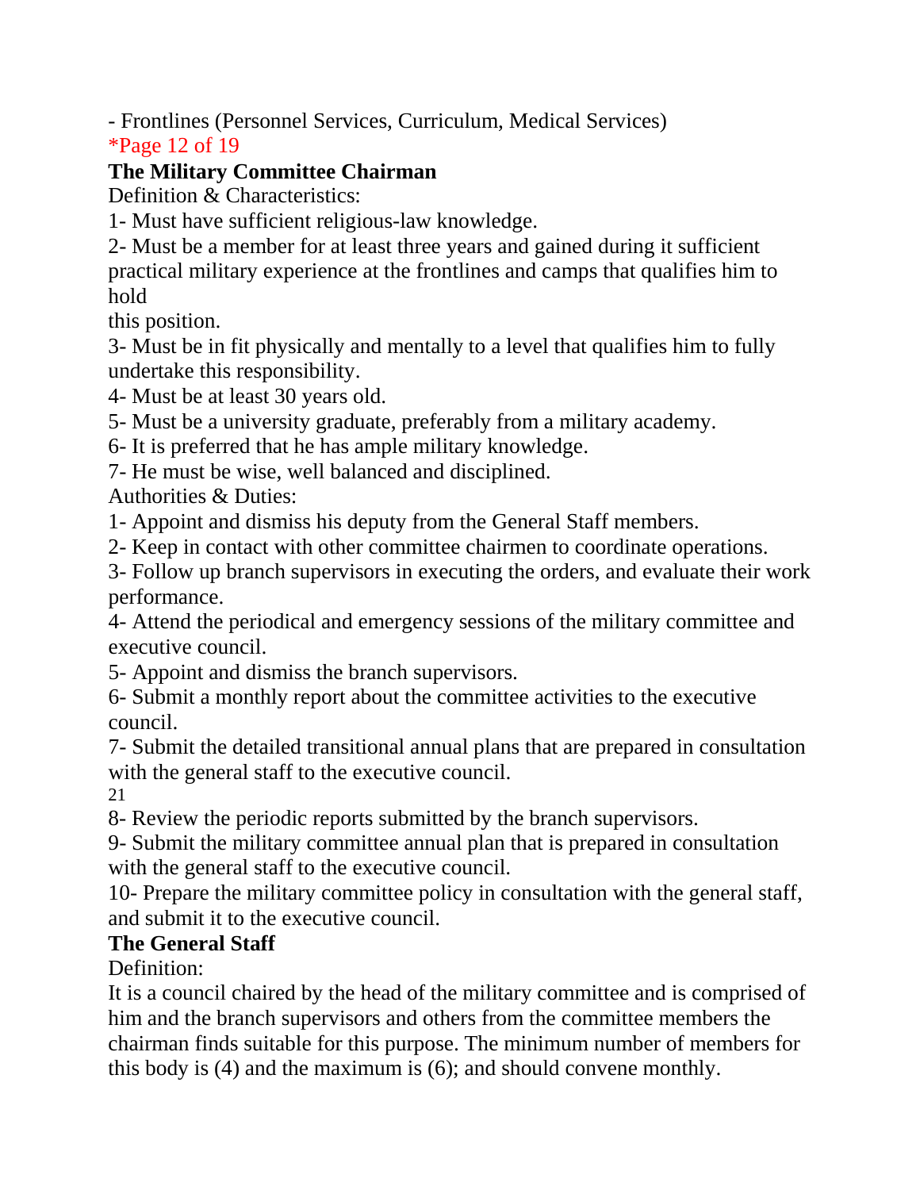- Frontlines (Personnel Services, Curriculum, Medical Services)

*Page 12 of 19

**The Military Committee Chairman**

Definition & Characteristics:

1- Must have sufficient religious-law knowledge.

2- Must be a member for at least three years and gained during it sufficient practical military experience at the frontlines and camps that qualifies him to hold this position.

3- Must be in fit physically and mentally to a level that qualifies him to fully undertake this responsibility.

4- Must be at least 30 years old.

5- Must be a university graduate, preferably from a military academy.

6- It is preferred that he has ample military knowledge.

7- He must be wise, well balanced and disciplined.

Authorities & Duties:

1- Appoint and dismiss his deputy from the General Staff members.

2- Keep in contact with other committee chairmen to coordinate operations.

3- Follow up branch supervisors in executing the orders, and evaluate their work performance.

4- Attend the periodical and emergency sessions of the military committee and executive council.

5- Appoint and dismiss the branch supervisors.

6- Submit a monthly report about the committee activities to the executive council.

7- Submit the detailed transitional annual plans that are prepared in consultation with the general staff to the executive council.

8- Review the periodic reports submitted by the branch supervisors.

9- Submit the military committee annual plan that is prepared in consultation with the general staff to the executive council.

10- Prepare the military committee policy in consultation with the general staff, and submit it to the executive council.

**The General Staff**

Definition:

It is a council chaired by the head of the military committee and is comprised of him and the branch supervisors and others from the committee members the chairman finds suitable for this purpose. The minimum number of members for this body is (4) and the maximum is (6); and should convene monthly.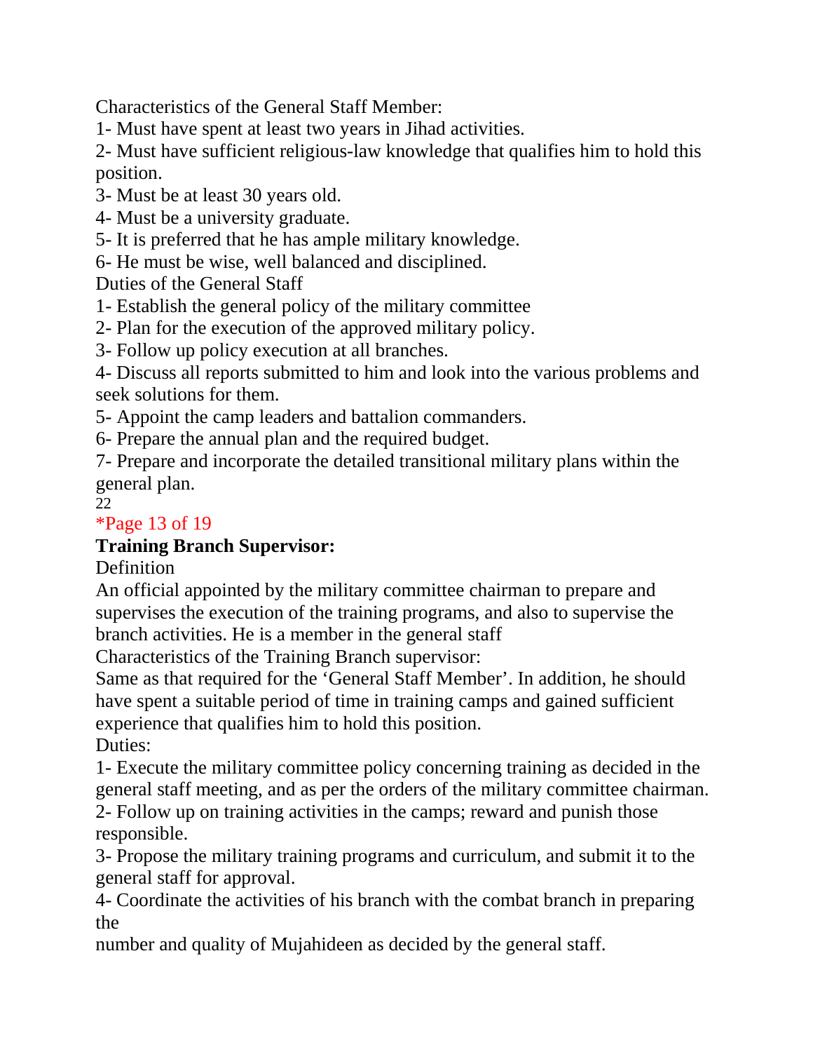Characteristics of the General Staff Member:

1- Must have spent at least two years in Jihad activities.

2- Must have sufficient religious-law knowledge that qualifies him to hold this position.

3- Must be at least 30 years old.

4- Must be a university graduate.

5- It is preferred that he has ample military knowledge.

6- He must be wise, well balanced and disciplined.

Duties of the General Staff

1- Establish the general policy of the military committee

2- Plan for the execution of the approved military policy.

3- Follow up policy execution at all branches.

4- Discuss all reports submitted to him and look into the various problems and seek solutions for them.

5- Appoint the camp leaders and battalion commanders.

6- Prepare the annual plan and the required budget.

7- Prepare and incorporate the detailed transitional military plans within the general plan.

**Training Branch Supervisor:**

Definition

An official appointed by the military committee chairman to prepare and supervises the execution of the training programs, and also to supervise the branch activities. He is a member in the general staff

Characteristics of the Training Branch supervisor:

Same as that required for the 'General Staff Member'. In addition, he should have spent a suitable period of time in training camps and gained sufficient experience that qualifies him to hold this position.

Duties:

1- Execute the military committee policy concerning training as decided in the general staff meeting, and as per the orders of the military committee chairman.

2- Follow up on training activities in the camps; reward and punish those responsible.

3- Propose the military training programs and curriculum, and submit it to the general staff for approval.

4- Coordinate the activities of his branch with the combat branch in preparing the number and quality of Mujahideen as decided by the general staff.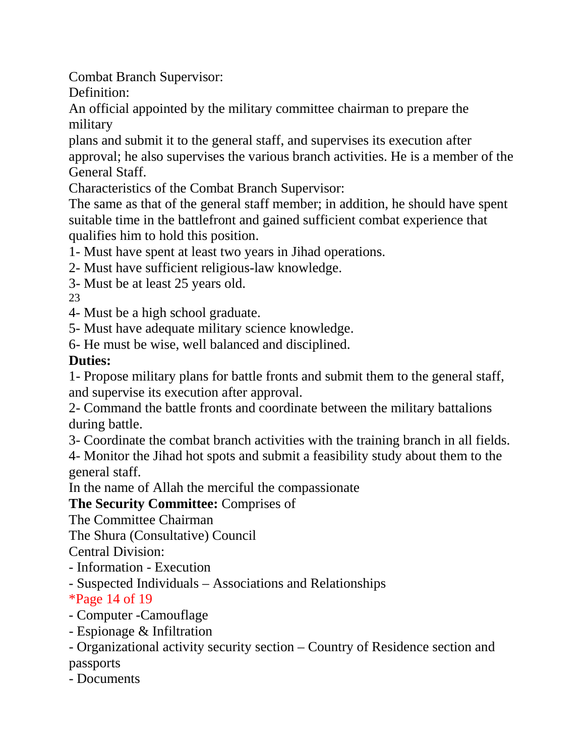Combat Branch Supervisor:

Definition:

An official appointed by the military committee chairman to prepare the military plans and submit it to the general staff, and supervises its execution after approval; he also supervises the various branch activities. He is a member of the General Staff.

Characteristics of the Combat Branch Supervisor:

The same as that of the general staff member; in addition, he should have spent suitable time in the battlefront and gained sufficient combat experience that qualifies him to hold this position.

1- Must have spent at least two years in Jihad operations.
2- Must have sufficient religious-law knowledge.
3- Must be at least 25 years old.
4- Must be a high school graduate.
5- Must have adequate military science knowledge.
6- He must be wise, well balanced and disciplined.

**Duties:**

1- Propose military plans for battle fronts and submit them to the general staff, and supervise its execution after approval.
2- Command the battle fronts and coordinate between the military battalions during battle.
3- Coordinate the combat branch activities with the training branch in all fields.
4- Monitor the Jihad hot spots and submit a feasibility study about them to the general staff.

In the name of Allah the merciful the compassionate

**The Security Committee:** Comprises of

The Committee Chairman

The Shura (Consultative) Council

Central Division:

- Information - Execution
- Suspected Individuals – Associations and Relationships

*Page 14 of 19

- Computer -Camouflage
- Espionage & Infiltration
- Organizational activity security section – Country of Residence section and passports
- Documents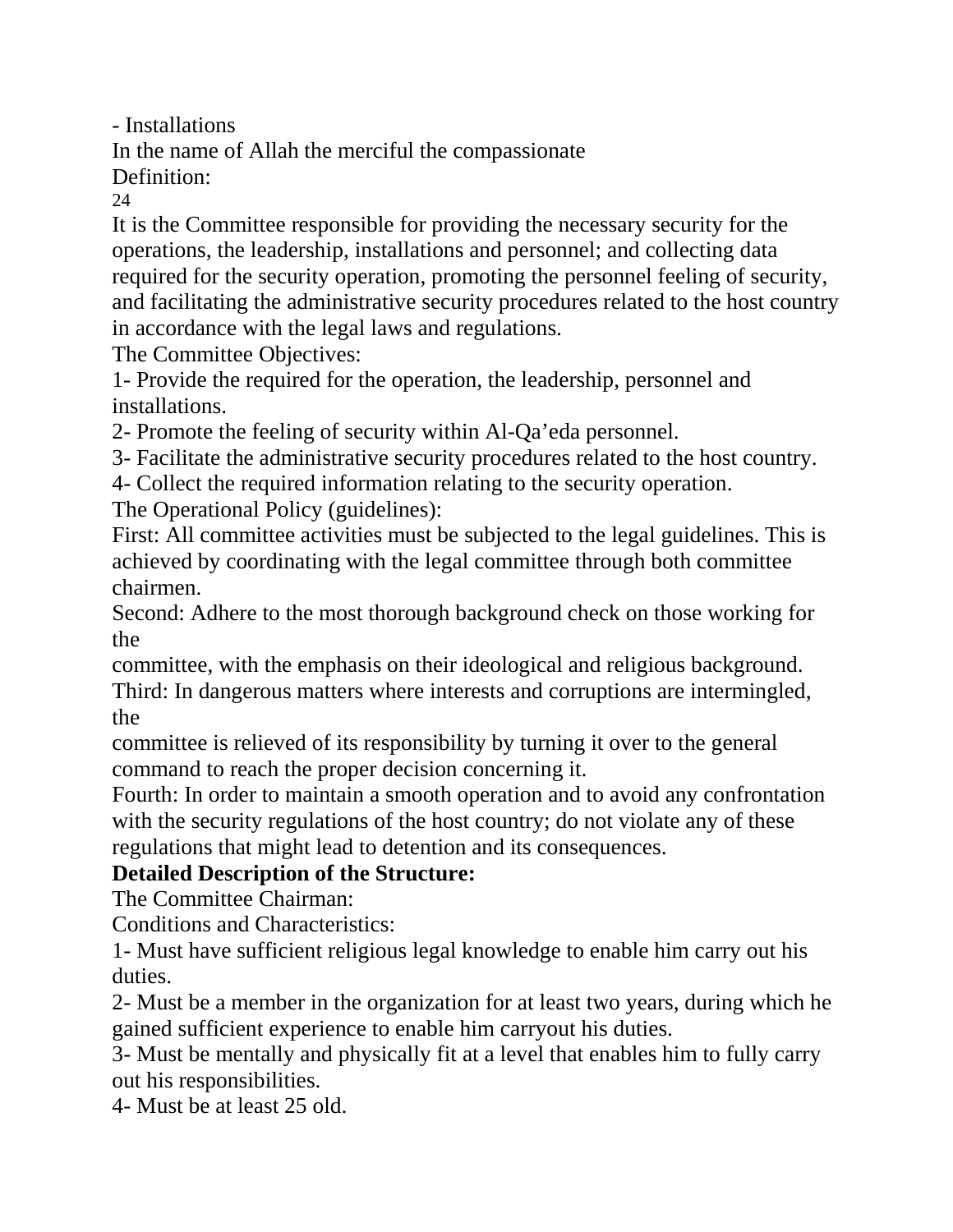- Installations

In the name of Allah the merciful the compassionate

Definition:

24

It is the Committee responsible for providing the necessary security for the operations, the leadership, installations and personnel; and collecting data required for the security operation, promoting the personnel feeling of security, and facilitating the administrative security procedures related to the host country in accordance with the legal laws and regulations.

The Committee Objectives:

1- Provide the required for the operation, the leadership, personnel and installations.

2- Promote the feeling of security within Al-Qa'eda personnel.

3- Facilitate the administrative security procedures related to the host country.

4- Collect the required information relating to the security operation.

The Operational Policy (guidelines):

First: All committee activities must be subjected to the legal guidelines. This is achieved by coordinating with the legal committee through both committee chairmen.

Second: Adhere to the most thorough background check on those working for the committee, with the emphasis on their ideological and religious background.

Third: In dangerous matters where interests and corruptions are intermingled, the committee is relieved of its responsibility by turning it over to the general command to reach the proper decision concerning it.

Fourth: In order to maintain a smooth operation and to avoid any confrontation with the security regulations of the host country; do not violate any of these regulations that might lead to detention and its consequences.

**Detailed Description of the Structure:**

The Committee Chairman:

Conditions and Characteristics:

1- Must have sufficient religious legal knowledge to enable him carry out his duties.

2- Must be a member in the organization for at least two years, during which he gained sufficient experience to enable him carryout his duties.

3- Must be mentally and physically fit at a level that enables him to fully carry out his responsibilities.

4- Must be at least 25 old.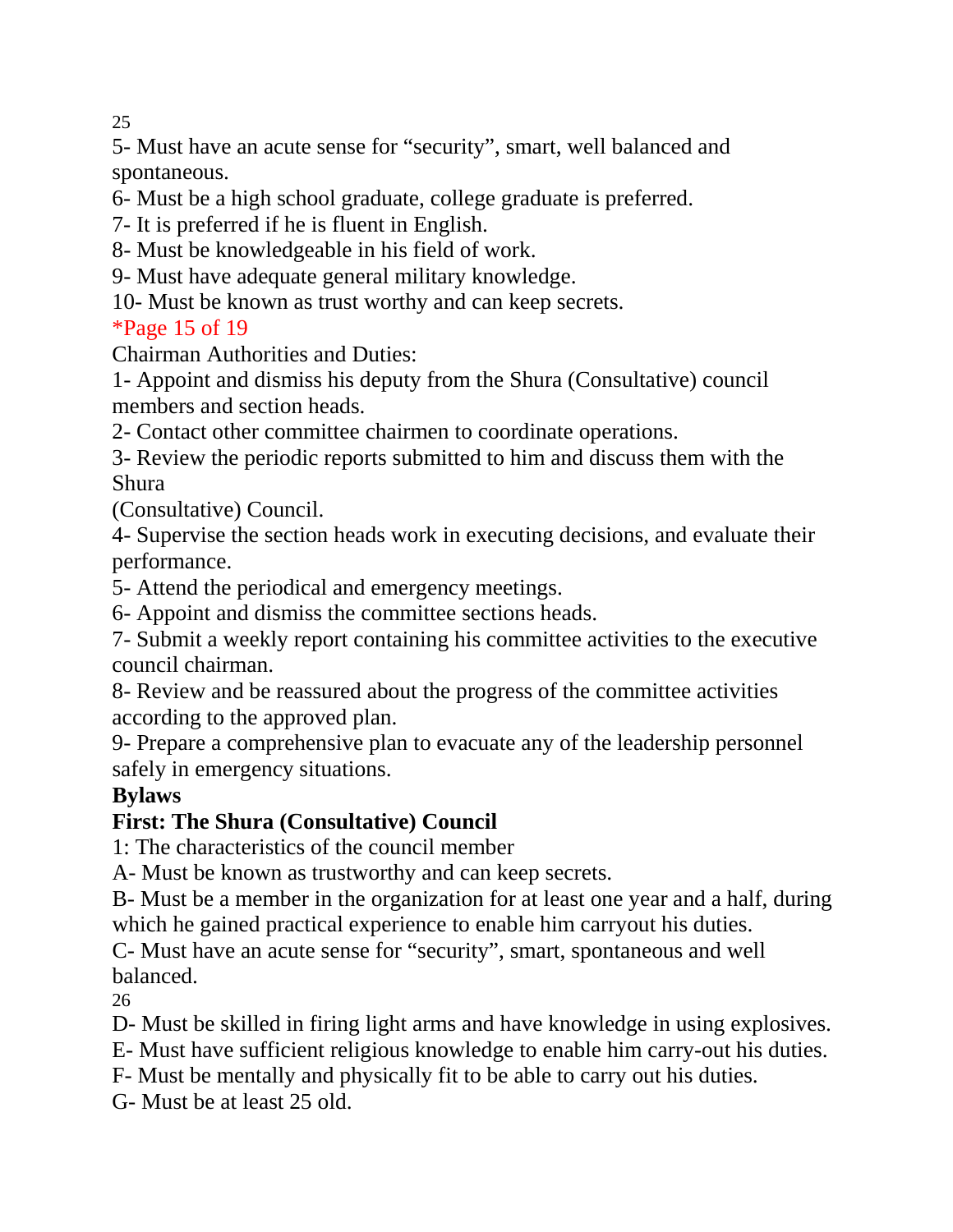5- Must have an acute sense for “security”, smart, well balanced and spontaneous.

6- Must be a high school graduate, college graduate is preferred.

7- It is preferred if he is fluent in English.

8- Must be knowledgeable in his field of work.

9- Must have adequate general military knowledge.

10- Must be known as trust worthy and can keep secrets.

*Page 15 of 19

Chairman Authorities and Duties:

1- Appoint and dismiss his deputy from the Shura (Consultative) council members and section heads.

2- Contact other committee chairmen to coordinate operations.

3- Review the periodic reports submitted to him and discuss them with the Shura (Consultative) Council.

4- Supervise the section heads work in executing decisions, and evaluate their performance.

5- Attend the periodical and emergency meetings.

6- Appoint and dismiss the committee sections heads.

7- Submit a weekly report containing his committee activities to the executive council chairman.

8- Review and be reassured about the progress of the committee activities according to the approved plan.

9- Prepare a comprehensive plan to evacuate any of the leadership personnel safely in emergency situations.

**Bylaws**

**First: The Shura (Consultative) Council**

1: The characteristics of the council member

A- Must be known as trustworthy and can keep secrets.

B- Must be a member in the organization for at least one year and a half, during which he gained practical experience to enable him carryout his duties.

C- Must have an acute sense for “security”, smart, spontaneous and well balanced.

D- Must be skilled in firing light arms and have knowledge in using explosives.

E- Must have sufficient religious knowledge to enable him carry-out his duties.

F- Must be mentally and physically fit to be able to carry out his duties.

G- Must be at least 25 old.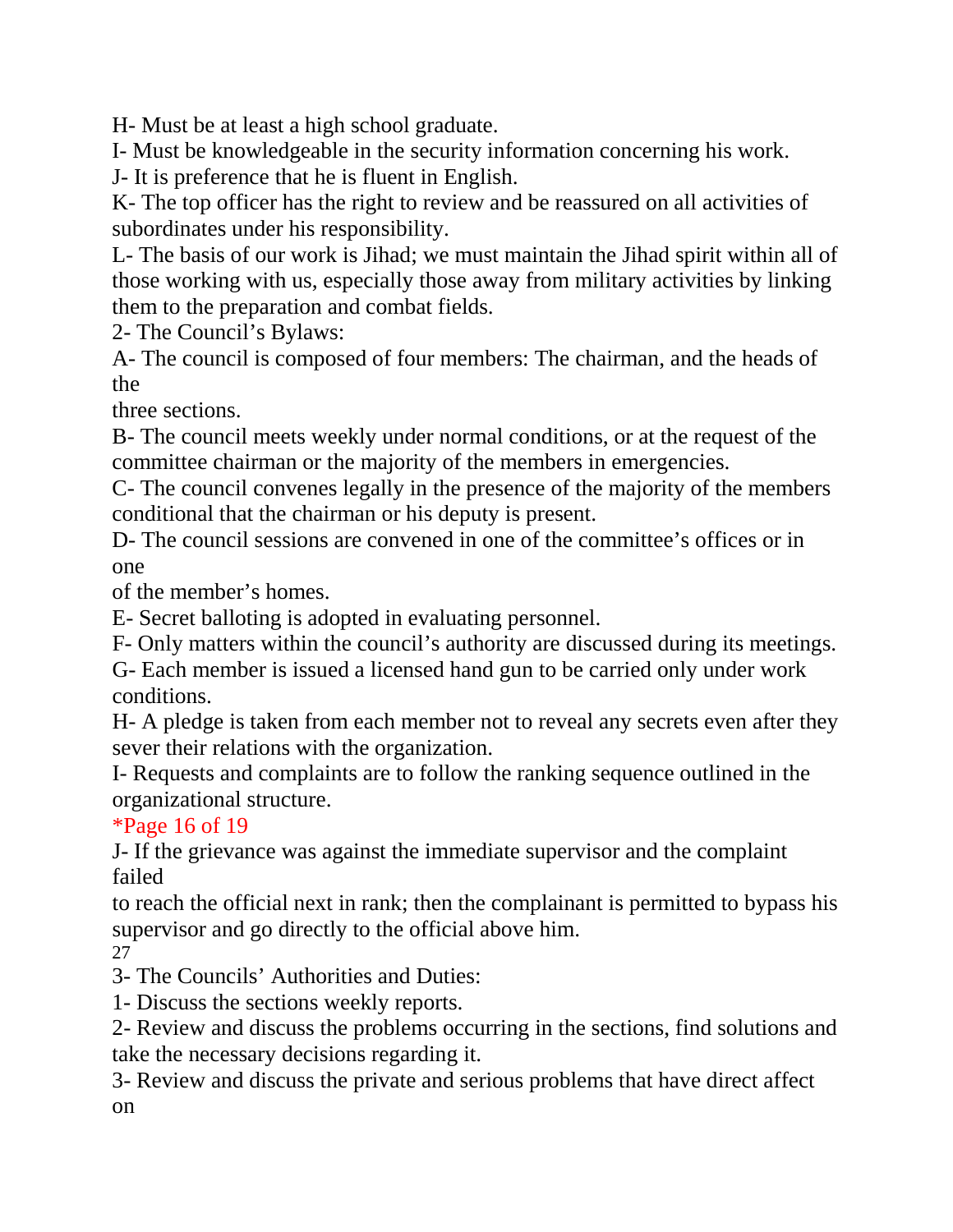H- Must be at least a high school graduate.
I- Must be knowledgeable in the security information concerning his work.
J- It is preference that he is fluent in English.
K- The top officer has the right to review and be reassured on all activities of subordinates under his responsibility.
L- The basis of our work is Jihad; we must maintain the Jihad spirit within all of those working with us, especially those away from military activities by linking them to the preparation and combat fields.
2- The Council's Bylaws:
A- The council is composed of four members: The chairman, and the heads of the three sections.
B- The council meets weekly under normal conditions, or at the request of the committee chairman or the majority of the members in emergencies.
C- The council convenes legally in the presence of the majority of the members conditional that the chairman or his deputy is present.
D- The council sessions are convened in one of the committee's offices or in one of the member's homes.
E- Secret balloting is adopted in evaluating personnel.
F- Only matters within the council's authority are discussed during its meetings.
G- Each member is issued a licensed hand gun to be carried only under work conditions.
H- A pledge is taken from each member not to reveal any secrets even after they sever their relations with the organization.
I- Requests and complaints are to follow the ranking sequence outlined in the organizational structure.
*Page 16 of 19
J- If the grievance was against the immediate supervisor and the complaint failed to reach the official next in rank; then the complainant is permitted to bypass his supervisor and go directly to the official above him.
3- The Councils' Authorities and Duties:
1- Discuss the sections weekly reports.
2- Review and discuss the problems occurring in the sections, find solutions and take the necessary decisions regarding it.
3- Review and discuss the private and serious problems that have direct affect on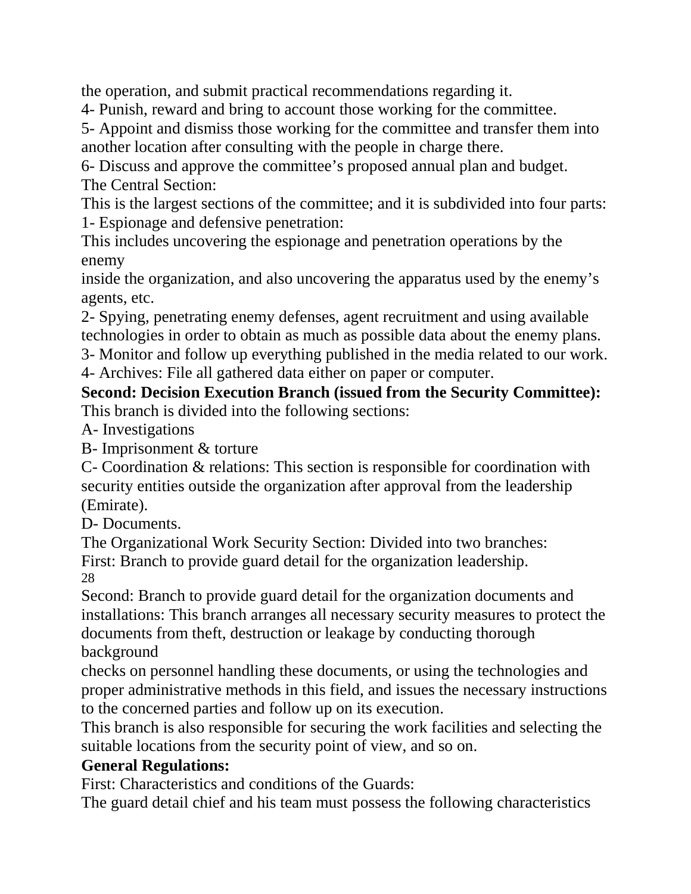the operation, and submit practical recommendations regarding it.

4- Punish, reward and bring to account those working for the committee.

5- Appoint and dismiss those working for the committee and transfer them into another location after consulting with the people in charge there.

6- Discuss and approve the committee's proposed annual plan and budget.

The Central Section:

This is the largest sections of the committee; and it is subdivided into four parts:

1- Espionage and defensive penetration:

This includes uncovering the espionage and penetration operations by the enemy inside the organization, and also uncovering the apparatus used by the enemy's agents, etc.

2- Spying, penetrating enemy defenses, agent recruitment and using available technologies in order to obtain as much as possible data about the enemy plans.

3- Monitor and follow up everything published in the media related to our work.

4- Archives: File all gathered data either on paper or computer.

**Second: Decision Execution Branch (issued from the Security Committee):**

This branch is divided into the following sections:

A- Investigations

B- Imprisonment & torture

C- Coordination & relations: This section is responsible for coordination with security entities outside the organization after approval from the leadership (Emirate).

D- Documents.

The Organizational Work Security Section: Divided into two branches:

First: Branch to provide guard detail for the organization leadership.

Second: Branch to provide guard detail for the organization documents and installations: This branch arranges all necessary security measures to protect the documents from theft, destruction or leakage by conducting thorough background checks on personnel handling these documents, or using the technologies and proper administrative methods in this field, and issues the necessary instructions to the concerned parties and follow up on its execution.

This branch is also responsible for securing the work facilities and selecting the suitable locations from the security point of view, and so on.

**General Regulations:**

First: Characteristics and conditions of the Guards:

The guard detail chief and his team must possess the following characteristics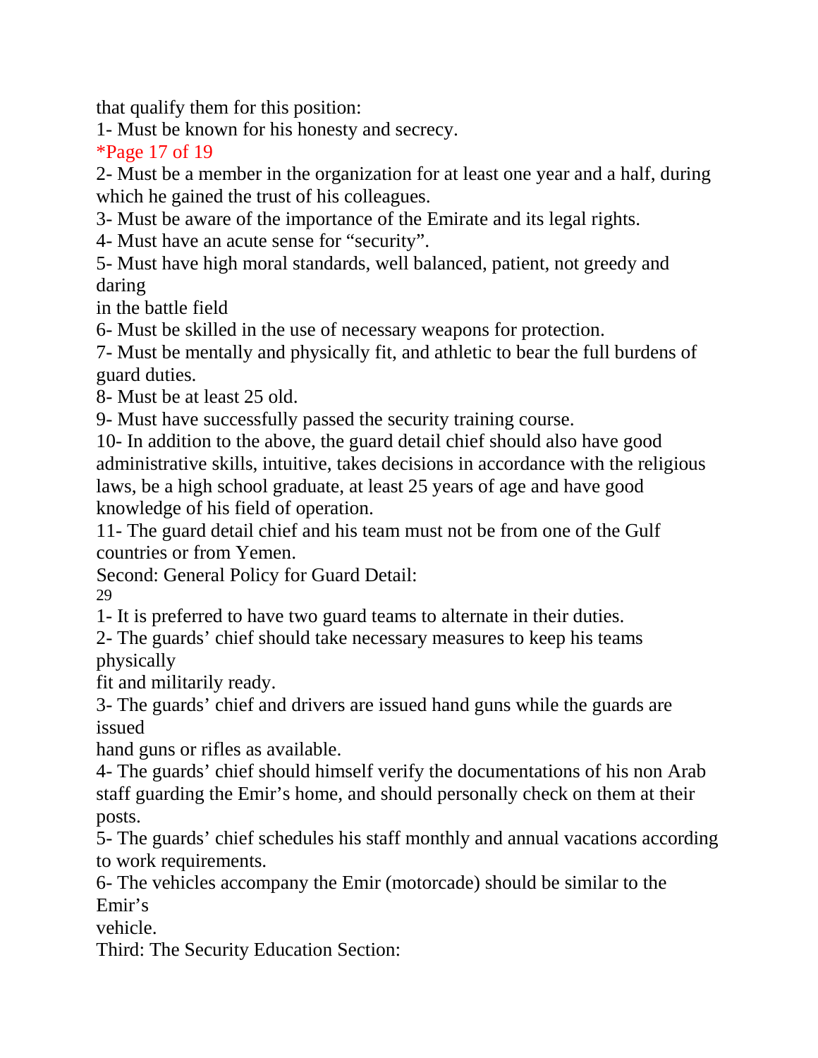that qualify them for this position:

1- Must be known for his honesty and secrecy.

*Page 17 of 19

2- Must be a member in the organization for at least one year and a half, during which he gained the trust of his colleagues.

3- Must be aware of the importance of the Emirate and its legal rights.

4- Must have an acute sense for "security".

5- Must have high moral standards, well balanced, patient, not greedy and daring in the battle field

6- Must be skilled in the use of necessary weapons for protection.

7- Must be mentally and physically fit, and athletic to bear the full burdens of guard duties.

8- Must be at least 25 old.

9- Must have successfully passed the security training course.

10- In addition to the above, the guard detail chief should also have good administrative skills, intuitive, takes decisions in accordance with the religious laws, be a high school graduate, at least 25 years of age and have good knowledge of his field of operation.

11- The guard detail chief and his team must not be from one of the Gulf countries or from Yemen.

Second: General Policy for Guard Detail:

1- It is preferred to have two guard teams to alternate in their duties.

2- The guards' chief should take necessary measures to keep his teams physically fit and militarily ready.

3- The guards' chief and drivers are issued hand guns while the guards are issued hand guns or rifles as available.

4- The guards' chief should himself verify the documentations of his non Arab staff guarding the Emir's home, and should personally check on them at their posts.

5- The guards' chief schedules his staff monthly and annual vacations according to work requirements.

6- The vehicles accompany the Emir (motorcade) should be similar to the Emir's vehicle.

Third: The Security Education Section: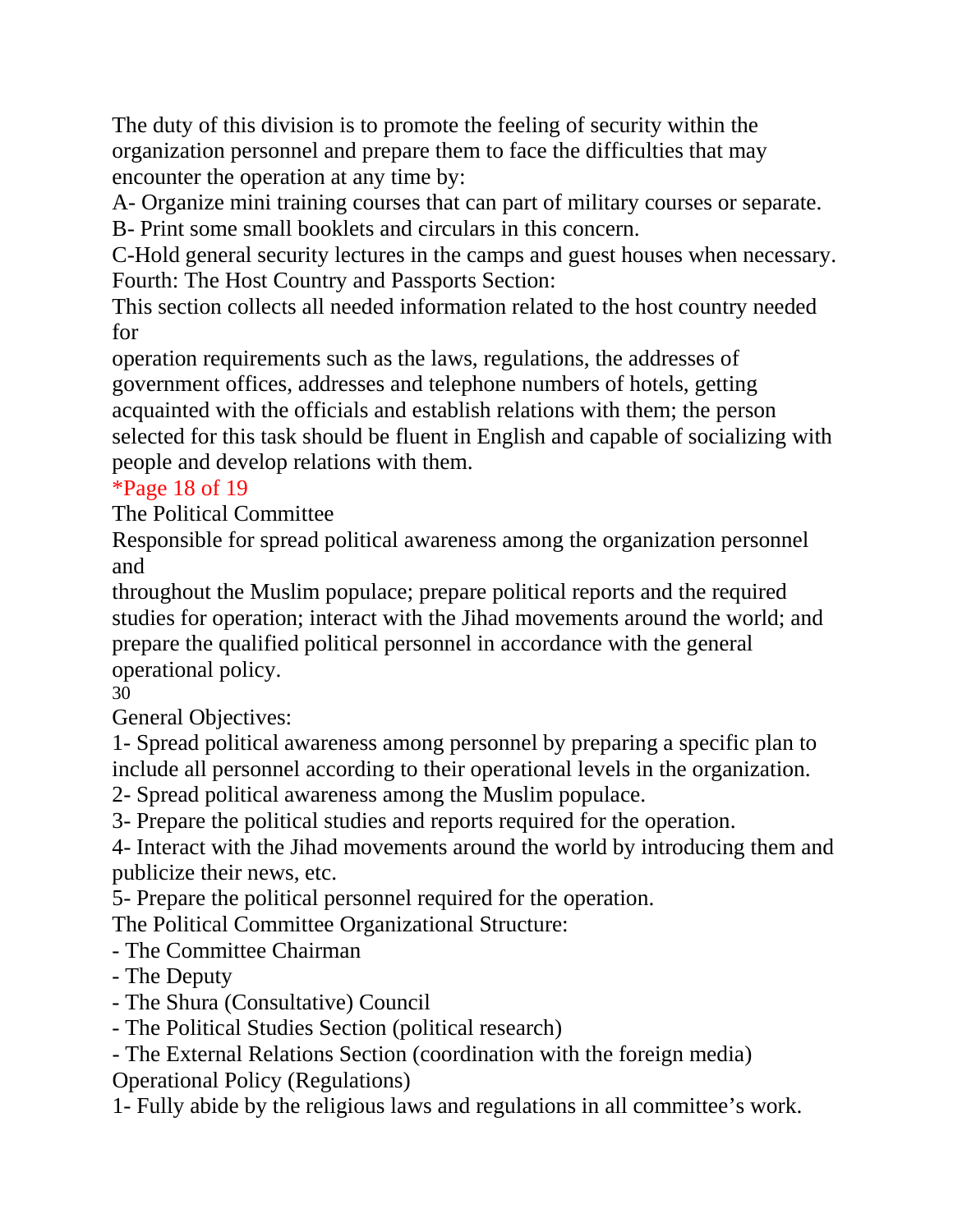The duty of this division is to promote the feeling of security within the organization personnel and prepare them to face the difficulties that may encounter the operation at any time by:

A- Organize mini training courses that can part of military courses or separate.

B- Print some small booklets and circulars in this concern.

C-Hold general security lectures in the camps and guest houses when necessary.

Fourth: The Host Country and Passports Section:

This section collects all needed information related to the host country needed for operation requirements such as the laws, regulations, the addresses of government offices, addresses and telephone numbers of hotels, getting acquainted with the officials and establish relations with them; the person selected for this task should be fluent in English and capable of socializing with people and develop relations with them.

*Page 18 of 19

The Political Committee

Responsible for spread political awareness among the organization personnel and throughout the Muslim populace; prepare political reports and the required studies for operation; interact with the Jihad movements around the world; and prepare the qualified political personnel in accordance with the general operational policy.

General Objectives:

1- Spread political awareness among personnel by preparing a specific plan to include all personnel according to their operational levels in the organization.

2- Spread political awareness among the Muslim populace.

3- Prepare the political studies and reports required for the operation.

4- Interact with the Jihad movements around the world by introducing them and publicize their news, etc.

5- Prepare the political personnel required for the operation.

The Political Committee Organizational Structure:

- The Committee Chairman
- The Deputy
- The Shura (Consultative) Council
- The Political Studies Section (political research)
- The External Relations Section (coordination with the foreign media)

Operational Policy (Regulations)

1- Fully abide by the religious laws and regulations in all committee's work.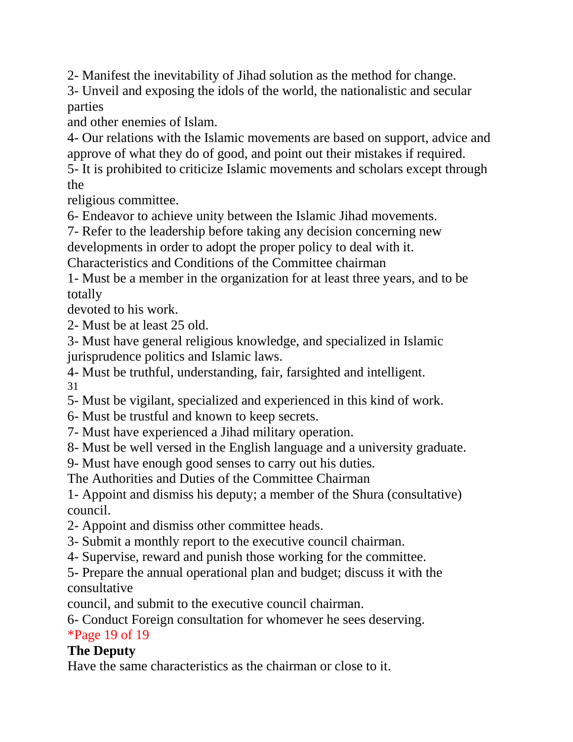2- Manifest the inevitability of Jihad solution as the method for change.

3- Unveil and exposing the idols of the world, the nationalistic and secular parties and other enemies of Islam.

4- Our relations with the Islamic movements are based on support, advice and approve of what they do of good, and point out their mistakes if required.

5- It is prohibited to criticize Islamic movements and scholars except through the religious committee.

6- Endeavor to achieve unity between the Islamic Jihad movements.

7- Refer to the leadership before taking any decision concerning new developments in order to adopt the proper policy to deal with it.

Characteristics and Conditions of the Committee chairman

1- Must be a member in the organization for at least three years, and to be totally devoted to his work.

2- Must be at least 25 old.

3- Must have general religious knowledge, and specialized in Islamic jurisprudence politics and Islamic laws.

4- Must be truthful, understanding, fair, farsighted and intelligent.

5- Must be vigilant, specialized and experienced in this kind of work.

6- Must be trustful and known to keep secrets.

7- Must have experienced a Jihad military operation.

8- Must be well versed in the English language and a university graduate.

9- Must have enough good senses to carry out his duties.

The Authorities and Duties of the Committee Chairman

1- Appoint and dismiss his deputy; a member of the Shura (consultative) council.

2- Appoint and dismiss other committee heads.

3- Submit a monthly report to the executive council chairman.

4- Supervise, reward and punish those working for the committee.

5- Prepare the annual operational plan and budget; discuss it with the consultative council, and submit to the executive council chairman.

6- Conduct Foreign consultation for whomever he sees deserving.

**The Deputy**

Have the same characteristics as the chairman or close to it.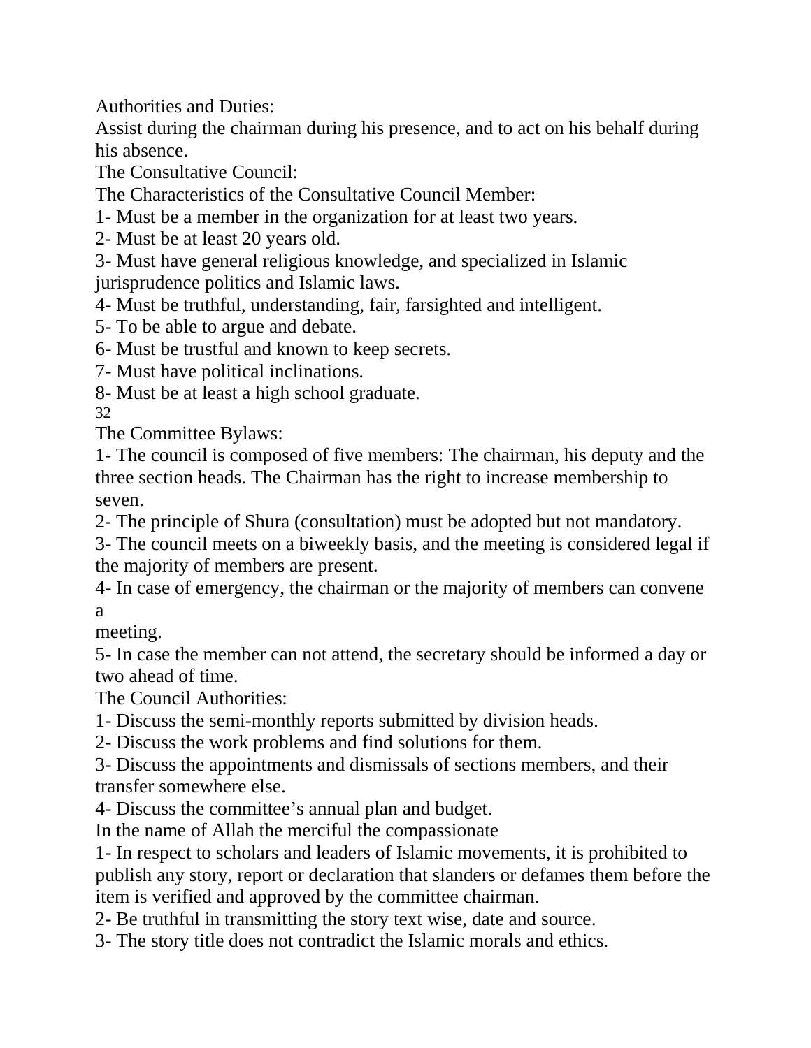Authorities and Duties:

Assist during the chairman during his presence, and to act on his behalf during his absence.

The Consultative Council:

The Characteristics of the Consultative Council Member:

1- Must be a member in the organization for at least two years.
2- Must be at least 20 years old.
3- Must have general religious knowledge, and specialized in Islamic jurisprudence politics and Islamic laws.
4- Must be truthful, understanding, fair, farsighted and intelligent.
5- To be able to argue and debate.
6- Must be trustful and known to keep secrets.
7- Must have political inclinations.
8- Must be at least a high school graduate.

The Committee Bylaws:

1- The council is composed of five members: The chairman, his deputy and the three section heads. The Chairman has the right to increase membership to seven.
2- The principle of Shura (consultation) must be adopted but not mandatory.
3- The council meets on a biweekly basis, and the meeting is considered legal if the majority of members are present.
4- In case of emergency, the chairman or the majority of members can convene a meeting.
5- In case the member can not attend, the secretary should be informed a day or two ahead of time.

The Council Authorities:

1- Discuss the semi-monthly reports submitted by division heads.
2- Discuss the work problems and find solutions for them.
3- Discuss the appointments and dismissals of sections members, and their transfer somewhere else.
4- Discuss the committee's annual plan and budget.

In the name of Allah the merciful the compassionate

1- In respect to scholars and leaders of Islamic movements, it is prohibited to publish any story, report or declaration that slanders or defames them before the item is verified and approved by the committee chairman.
2- Be truthful in transmitting the story text wise, date and source.
3- The story title does not contradict the Islamic morals and ethics.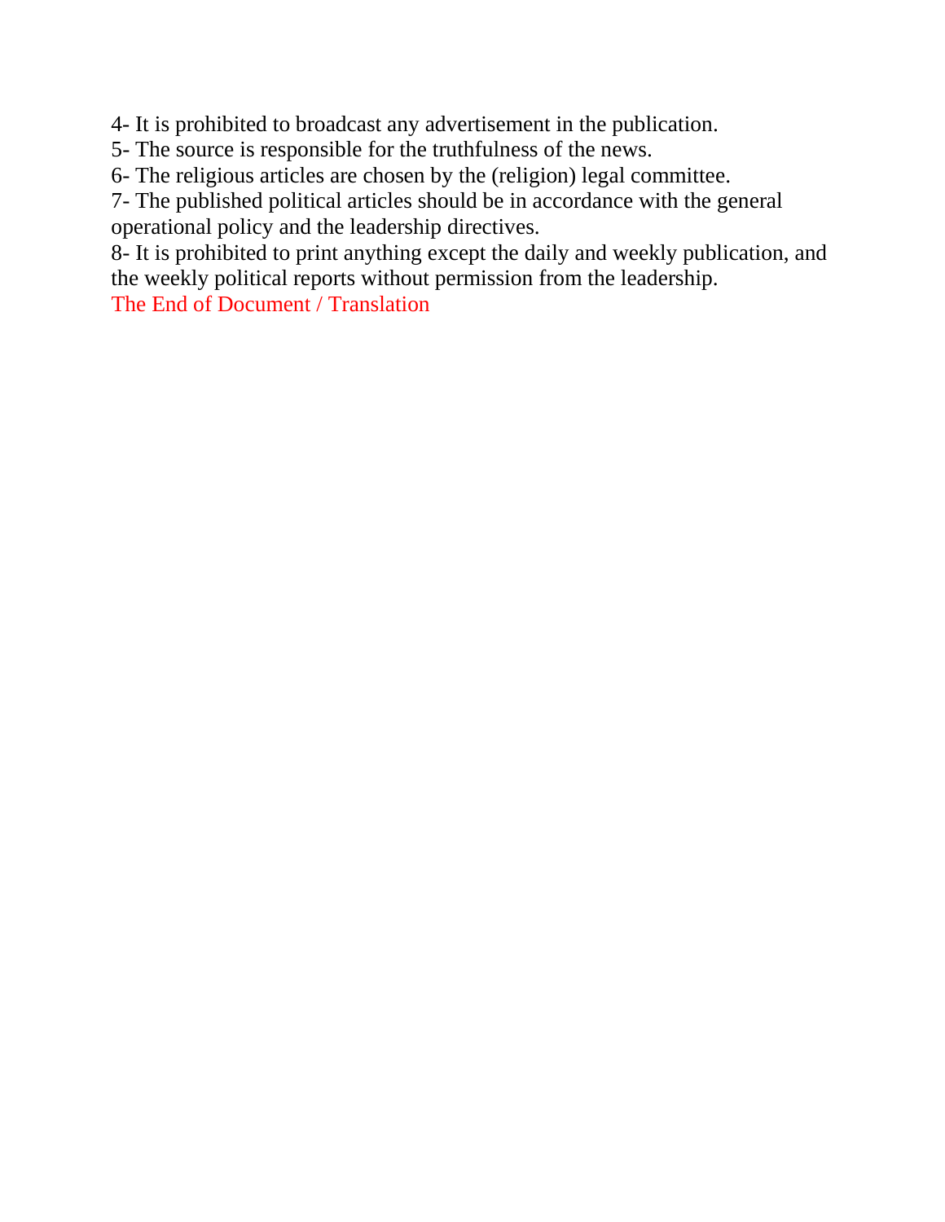4- It is prohibited to broadcast any advertisement in the publication.
5- The source is responsible for the truthfulness of the news.
6- The religious articles are chosen by the (religion) legal committee.
7- The published political articles should be in accordance with the general operational policy and the leadership directives.
8- It is prohibited to print anything except the daily and weekly publication, and the weekly political reports without permission from the leadership.

The End of Document / Translation